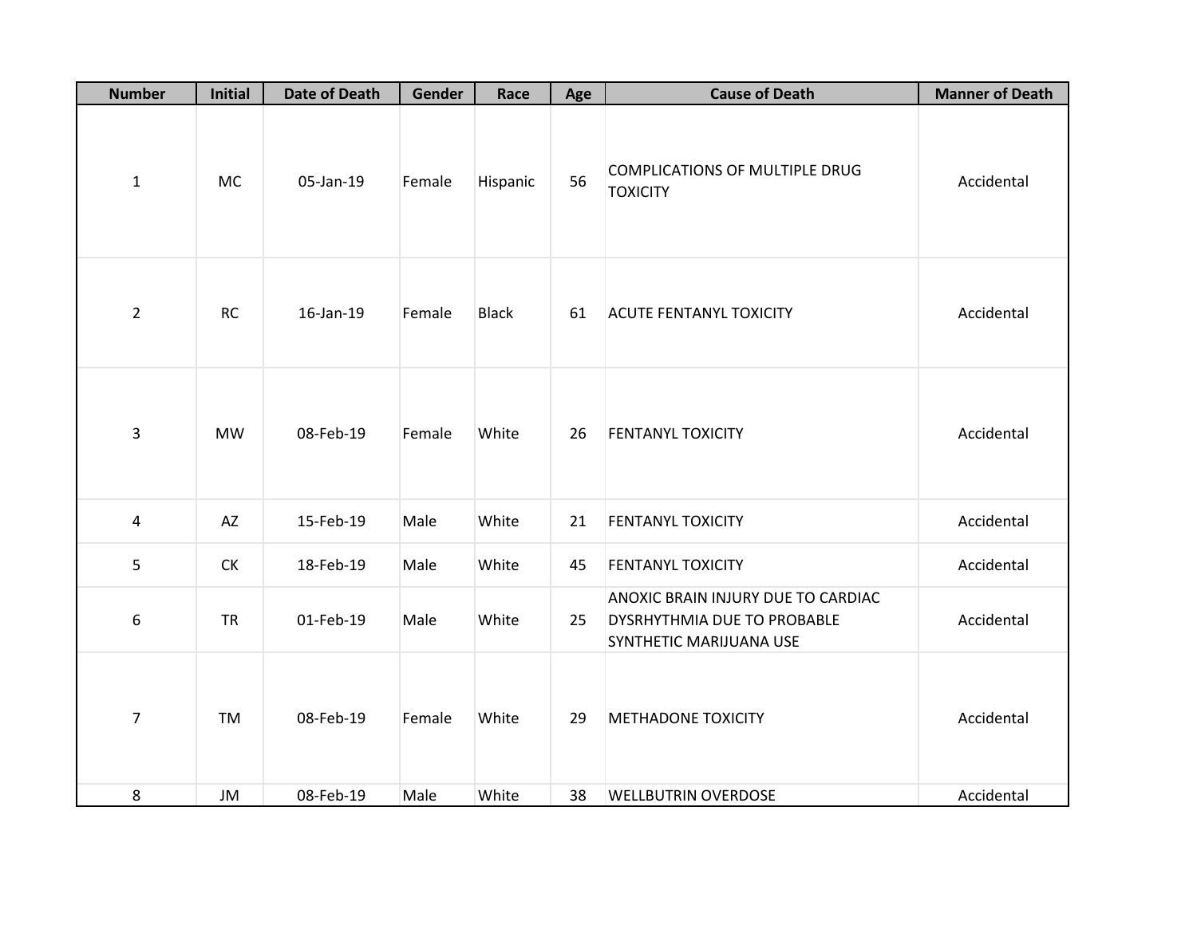| Number | Initial | Date of Death | Gender | Race | Age | Cause of Death | Manner of Death |
|---|---|---|---|---|---|---|---|
| 1 | MC | 05-Jan-19 | Female | Hispanic | 56 | COMPLICATIONS OF MULTIPLE DRUG TOXICITY | Accidental |
| 2 | RC | 16-Jan-19 | Female | Black | 61 | ACUTE FENTANYL TOXICITY | Accidental |
| 3 | MW | 08-Feb-19 | Female | White | 26 | FENTANYL TOXICITY | Accidental |
| 4 | AZ | 15-Feb-19 | Male | White | 21 | FENTANYL TOXICITY | Accidental |
| 5 | CK | 18-Feb-19 | Male | White | 45 | FENTANYL TOXICITY | Accidental |
| 6 | TR | 01-Feb-19 | Male | White | 25 | ANOXIC BRAIN INJURY DUE TO CARDIAC DYSRHYTHMIA DUE TO PROBABLE SYNTHETIC MARIJUANA USE | Accidental |
| 7 | TM | 08-Feb-19 | Female | White | 29 | METHADONE TOXICITY | Accidental |
| 8 | JM | 08-Feb-19 | Male | White | 38 | WELLBUTRIN OVERDOSE | Accidental |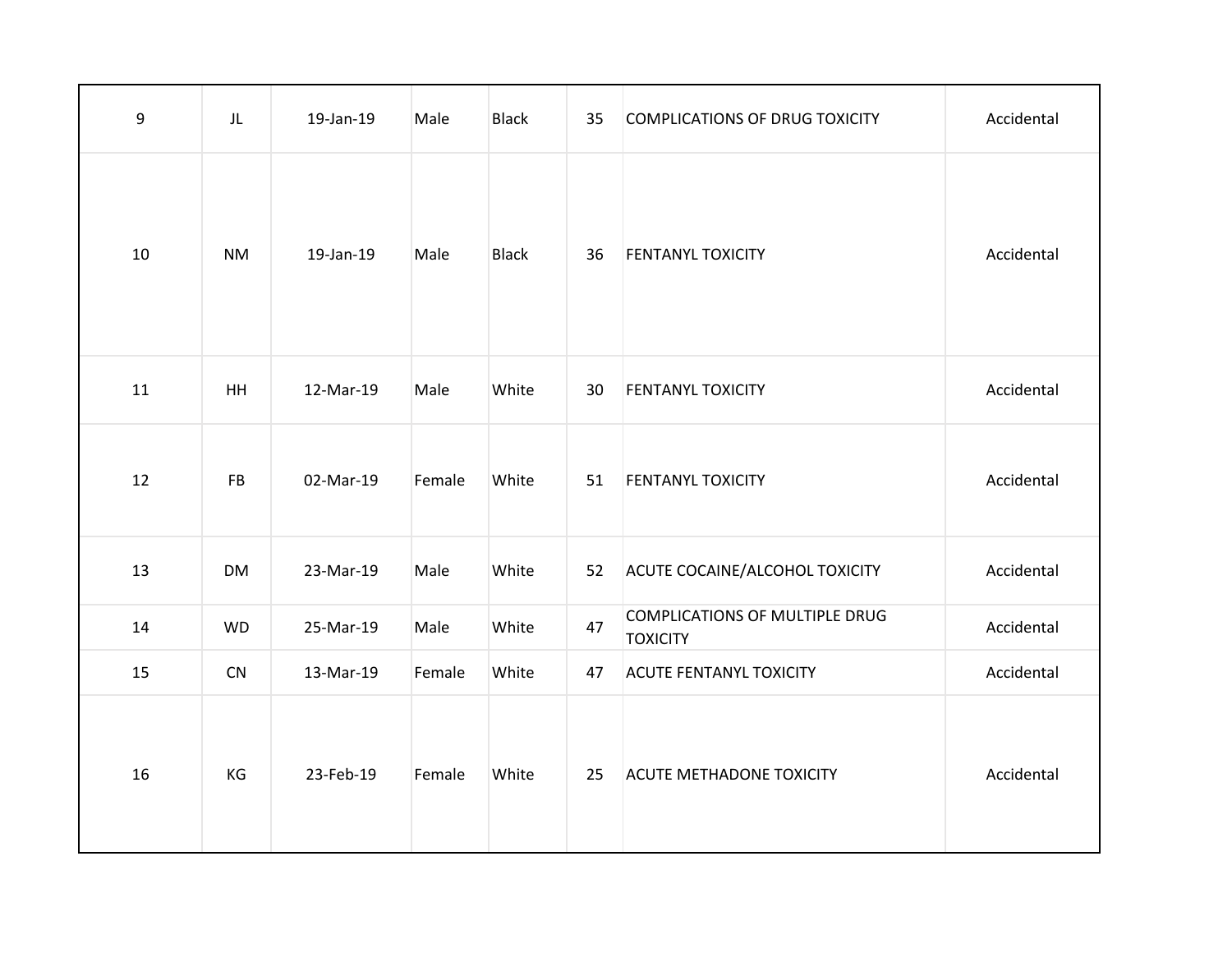| | | | | | | | |
|---|---|---|---|---|---|---|---|
| 9 | JL | 19-Jan-19 | Male | Black | 35 | COMPLICATIONS OF DRUG TOXICITY | Accidental |
| 10 | NM | 19-Jan-19 | Male | Black | 36 | FENTANYL TOXICITY | Accidental |
| 11 | HH | 12-Mar-19 | Male | White | 30 | FENTANYL TOXICITY | Accidental |
| 12 | FB | 02-Mar-19 | Female | White | 51 | FENTANYL TOXICITY | Accidental |
| 13 | DM | 23-Mar-19 | Male | White | 52 | ACUTE COCAINE/ALCOHOL TOXICITY | Accidental |
| 14 | WD | 25-Mar-19 | Male | White | 47 | COMPLICATIONS OF MULTIPLE DRUG TOXICITY | Accidental |
| 15 | CN | 13-Mar-19 | Female | White | 47 | ACUTE FENTANYL TOXICITY | Accidental |
| 16 | KG | 23-Feb-19 | Female | White | 25 | ACUTE METHADONE TOXICITY | Accidental |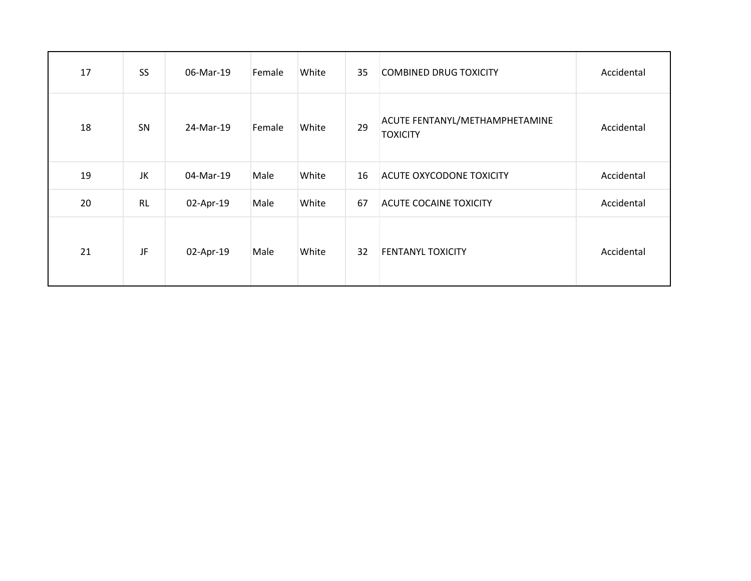| | | | | | | | |
|---|---|---|---|---|---|---|---|
| 17 | SS | 06-Mar-19 | Female | White | 35 | COMBINED DRUG TOXICITY | Accidental |
| 18 | SN | 24-Mar-19 | Female | White | 29 | ACUTE FENTANYL/METHAMPHETAMINE TOXICITY | Accidental |
| 19 | JK | 04-Mar-19 | Male | White | 16 | ACUTE OXYCODONE TOXICITY | Accidental |
| 20 | RL | 02-Apr-19 | Male | White | 67 | ACUTE COCAINE TOXICITY | Accidental |
| 21 | JF | 02-Apr-19 | Male | White | 32 | FENTANYL TOXICITY | Accidental |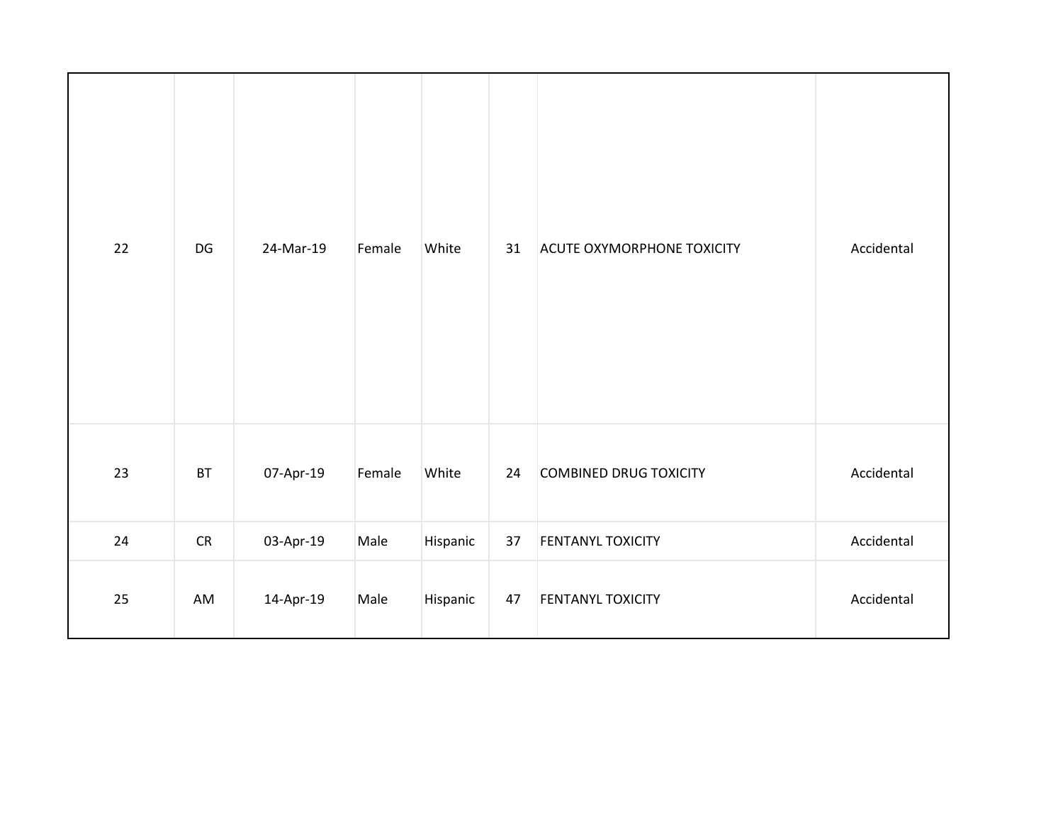| | | | | | | | |
|---|---|---|---|---|---|---|---|
| 22 | DG | 24-Mar-19 | Female | White | 31 | ACUTE OXYMORPHONE TOXICITY | Accidental |
| 23 | BT | 07-Apr-19 | Female | White | 24 | COMBINED DRUG TOXICITY | Accidental |
| 24 | CR | 03-Apr-19 | Male | Hispanic | 37 | FENTANYL TOXICITY | Accidental |
| 25 | AM | 14-Apr-19 | Male | Hispanic | 47 | FENTANYL TOXICITY | Accidental |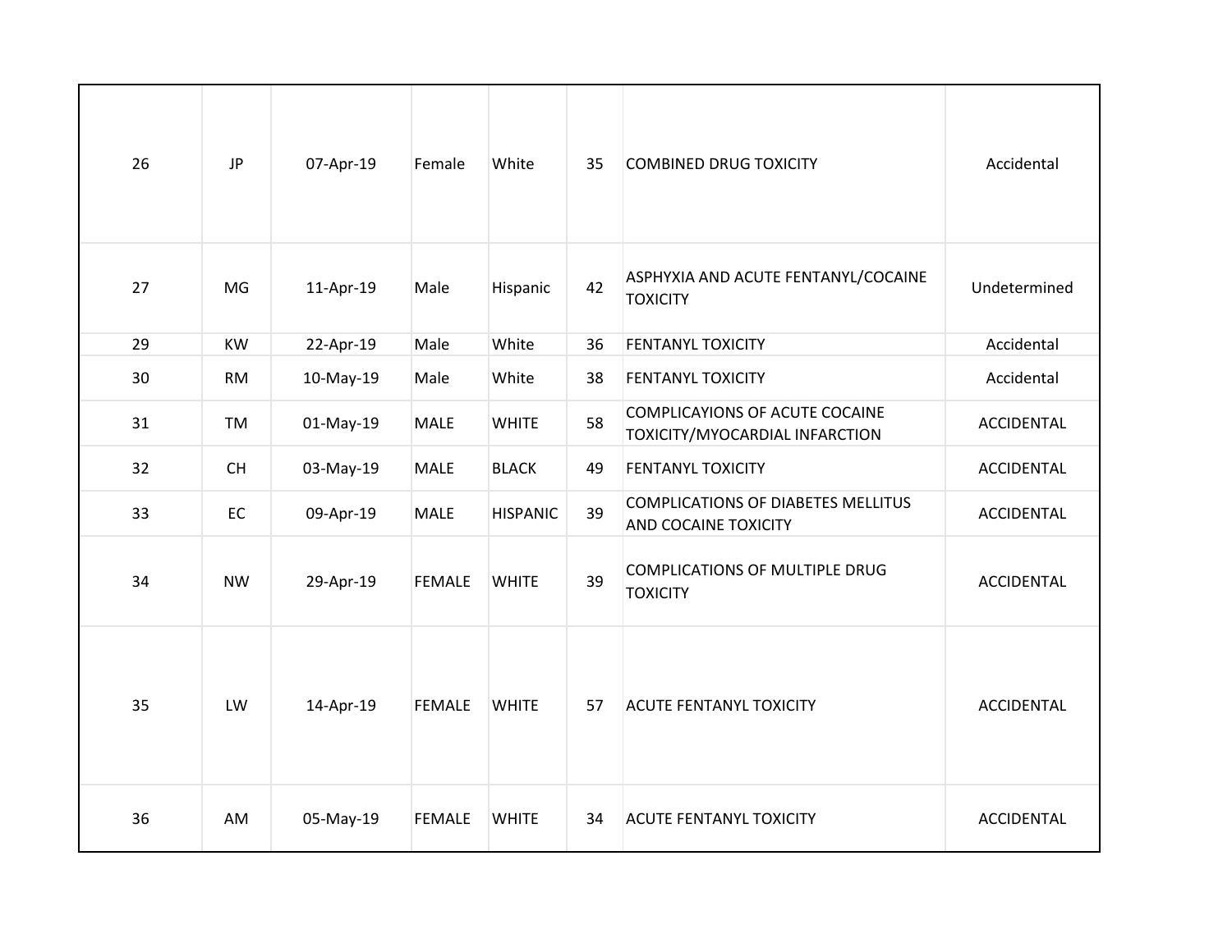| | | | | | | | |
|---|---|---|---|---|---|---|---|
| 26 | JP | 07-Apr-19 | Female | White | 35 | COMBINED DRUG TOXICITY | Accidental |
| 27 | MG | 11-Apr-19 | Male | Hispanic | 42 | ASPHYXIA AND ACUTE FENTANYL/COCAINE TOXICITY | Undetermined |
| 29 | KW | 22-Apr-19 | Male | White | 36 | FENTANYL TOXICITY | Accidental |
| 30 | RM | 10-May-19 | Male | White | 38 | FENTANYL TOXICITY | Accidental |
| 31 | TM | 01-May-19 | MALE | WHITE | 58 | COMPLICAYIONS OF ACUTE COCAINE TOXICITY/MYOCARDIAL INFARCTION | ACCIDENTAL |
| 32 | CH | 03-May-19 | MALE | BLACK | 49 | FENTANYL TOXICITY | ACCIDENTAL |
| 33 | EC | 09-Apr-19 | MALE | HISPANIC | 39 | COMPLICATIONS OF DIABETES MELLITUS AND COCAINE TOXICITY | ACCIDENTAL |
| 34 | NW | 29-Apr-19 | FEMALE | WHITE | 39 | COMPLICATIONS OF MULTIPLE DRUG TOXICITY | ACCIDENTAL |
| 35 | LW | 14-Apr-19 | FEMALE | WHITE | 57 | ACUTE FENTANYL TOXICITY | ACCIDENTAL |
| 36 | AM | 05-May-19 | FEMALE | WHITE | 34 | ACUTE FENTANYL TOXICITY | ACCIDENTAL |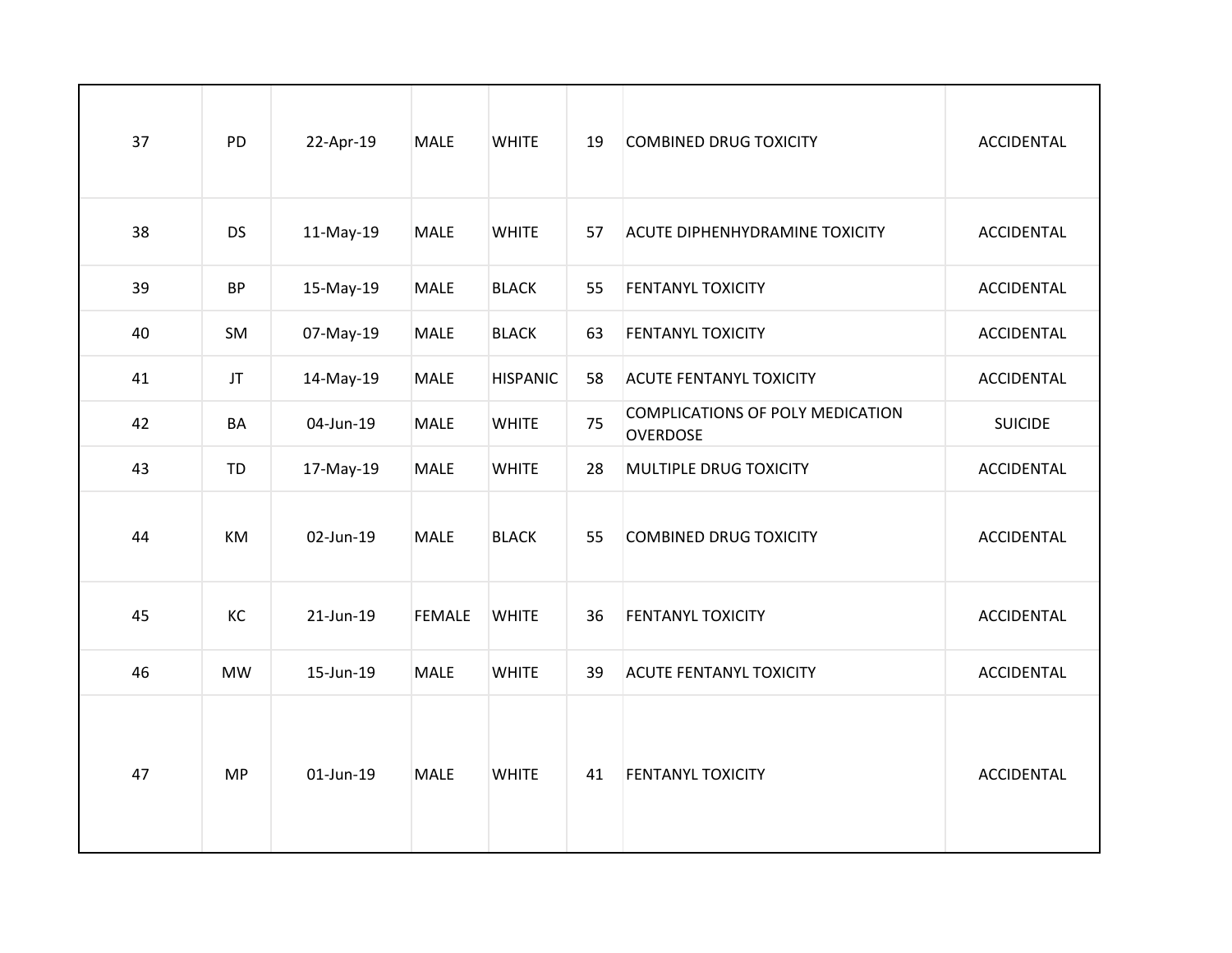| | | | | | | | |
|---|---|---|---|---|---|---|---|
| 37 | PD | 22-Apr-19 | MALE | WHITE | 19 | COMBINED DRUG TOXICITY | ACCIDENTAL |
| 38 | DS | 11-May-19 | MALE | WHITE | 57 | ACUTE DIPHENHYDRAMINE TOXICITY | ACCIDENTAL |
| 39 | BP | 15-May-19 | MALE | BLACK | 55 | FENTANYL TOXICITY | ACCIDENTAL |
| 40 | SM | 07-May-19 | MALE | BLACK | 63 | FENTANYL TOXICITY | ACCIDENTAL |
| 41 | JT | 14-May-19 | MALE | HISPANIC | 58 | ACUTE FENTANYL TOXICITY | ACCIDENTAL |
| 42 | BA | 04-Jun-19 | MALE | WHITE | 75 | COMPLICATIONS OF POLY MEDICATION OVERDOSE | SUICIDE |
| 43 | TD | 17-May-19 | MALE | WHITE | 28 | MULTIPLE DRUG TOXICITY | ACCIDENTAL |
| 44 | KM | 02-Jun-19 | MALE | BLACK | 55 | COMBINED DRUG TOXICITY | ACCIDENTAL |
| 45 | KC | 21-Jun-19 | FEMALE | WHITE | 36 | FENTANYL TOXICITY | ACCIDENTAL |
| 46 | MW | 15-Jun-19 | MALE | WHITE | 39 | ACUTE FENTANYL TOXICITY | ACCIDENTAL |
| 47 | MP | 01-Jun-19 | MALE | WHITE | 41 | FENTANYL TOXICITY | ACCIDENTAL |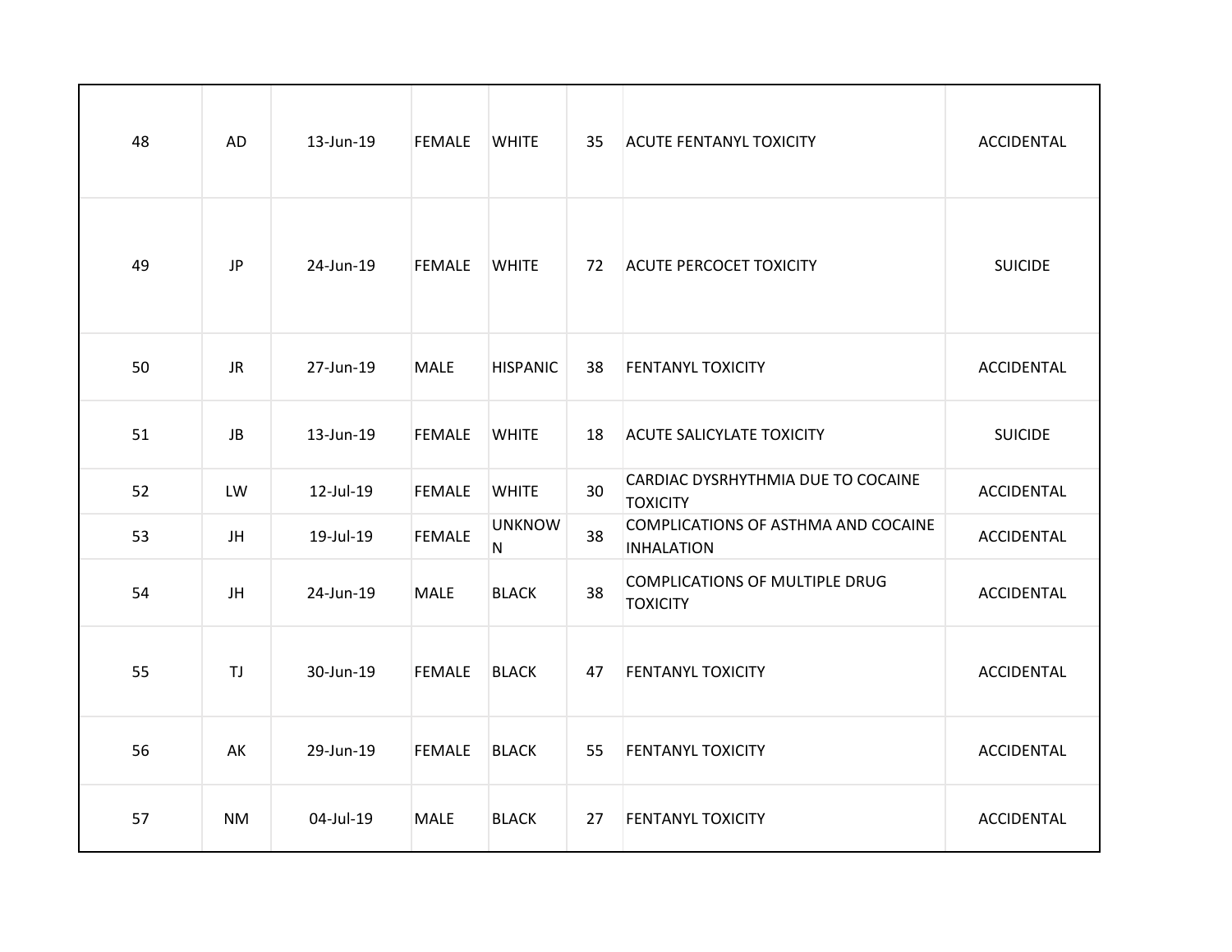| | | | | | | | |
|---|---|---|---|---|---|---|---|
| 48 | AD | 13-Jun-19 | FEMALE | WHITE | 35 | ACUTE FENTANYL TOXICITY | ACCIDENTAL |
| 49 | JP | 24-Jun-19 | FEMALE | WHITE | 72 | ACUTE PERCOCET TOXICITY | SUICIDE |
| 50 | JR | 27-Jun-19 | MALE | HISPANIC | 38 | FENTANYL TOXICITY | ACCIDENTAL |
| 51 | JB | 13-Jun-19 | FEMALE | WHITE | 18 | ACUTE SALICYLATE TOXICITY | SUICIDE |
| 52 | LW | 12-Jul-19 | FEMALE | WHITE | 30 | CARDIAC DYSRHYTHMIA DUE TO COCAINE TOXICITY | ACCIDENTAL |
| 53 | JH | 19-Jul-19 | FEMALE | UNKNOWN | 38 | COMPLICATIONS OF ASTHMA AND COCAINE INHALATION | ACCIDENTAL |
| 54 | JH | 24-Jun-19 | MALE | BLACK | 38 | COMPLICATIONS OF MULTIPLE DRUG TOXICITY | ACCIDENTAL |
| 55 | TJ | 30-Jun-19 | FEMALE | BLACK | 47 | FENTANYL TOXICITY | ACCIDENTAL |
| 56 | AK | 29-Jun-19 | FEMALE | BLACK | 55 | FENTANYL TOXICITY | ACCIDENTAL |
| 57 | NM | 04-Jul-19 | MALE | BLACK | 27 | FENTANYL TOXICITY | ACCIDENTAL |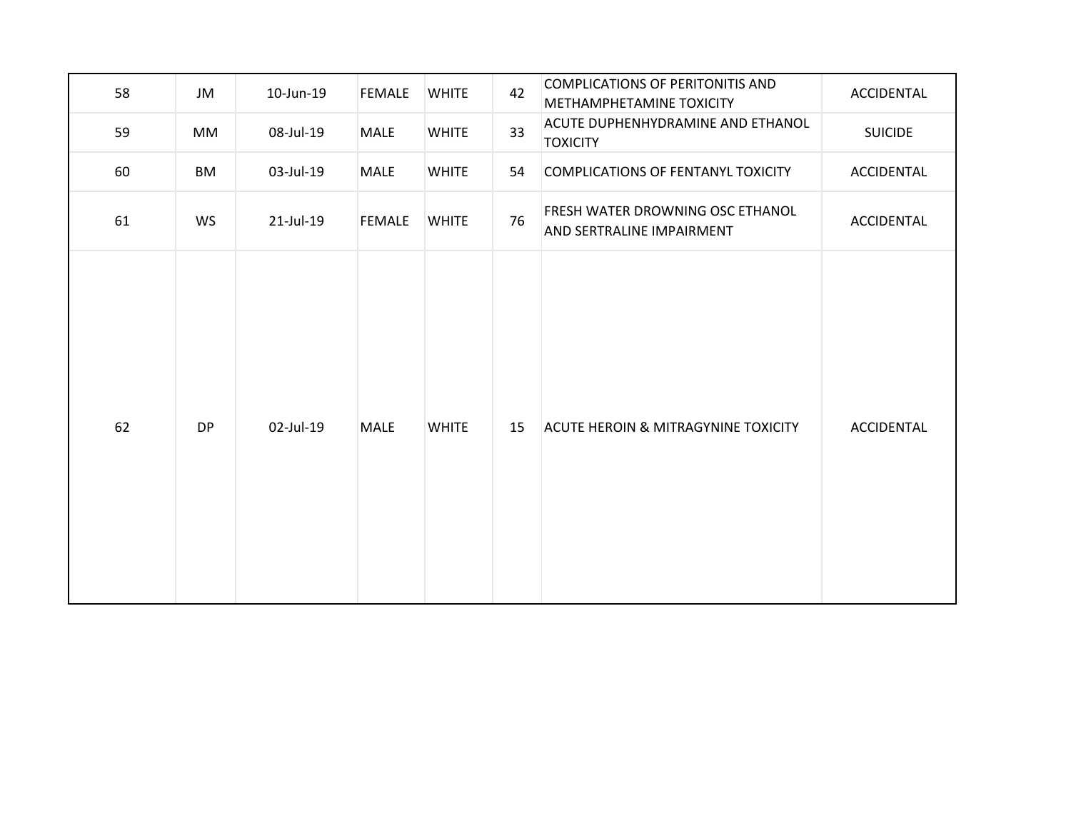| | | | | | | | |
|---|---|---|---|---|---|---|---|
| 58 | JM | 10-Jun-19 | FEMALE | WHITE | 42 | COMPLICATIONS OF PERITONITIS AND METHAMPHETAMINE TOXICITY | ACCIDENTAL |
| 59 | MM | 08-Jul-19 | MALE | WHITE | 33 | ACUTE DUPHENHYDRAMINE AND ETHANOL TOXICITY | SUICIDE |
| 60 | BM | 03-Jul-19 | MALE | WHITE | 54 | COMPLICATIONS OF FENTANYL TOXICITY | ACCIDENTAL |
| 61 | WS | 21-Jul-19 | FEMALE | WHITE | 76 | FRESH WATER DROWNING OSC ETHANOL AND SERTRALINE IMPAIRMENT | ACCIDENTAL |
| 62 | DP | 02-Jul-19 | MALE | WHITE | 15 | ACUTE HEROIN & MITRAGYNINE TOXICITY | ACCIDENTAL |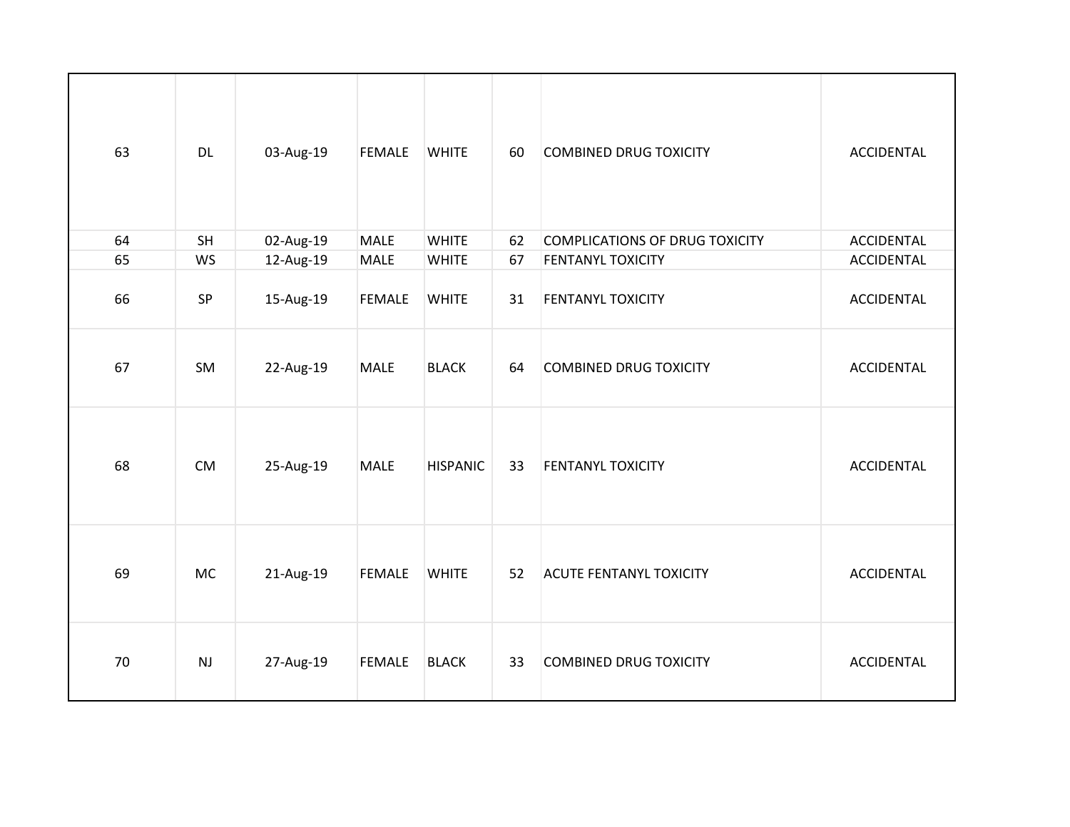| | | | | | | | |
|---|---|---|---|---|---|---|---|
| 63 | DL | 03-Aug-19 | FEMALE | WHITE | 60 | COMBINED DRUG TOXICITY | ACCIDENTAL |
| 64 | SH | 02-Aug-19 | MALE | WHITE | 62 | COMPLICATIONS OF DRUG TOXICITY | ACCIDENTAL |
| 65 | WS | 12-Aug-19 | MALE | WHITE | 67 | FENTANYL TOXICITY | ACCIDENTAL |
| 66 | SP | 15-Aug-19 | FEMALE | WHITE | 31 | FENTANYL TOXICITY | ACCIDENTAL |
| 67 | SM | 22-Aug-19 | MALE | BLACK | 64 | COMBINED DRUG TOXICITY | ACCIDENTAL |
| 68 | CM | 25-Aug-19 | MALE | HISPANIC | 33 | FENTANYL TOXICITY | ACCIDENTAL |
| 69 | MC | 21-Aug-19 | FEMALE | WHITE | 52 | ACUTE FENTANYL TOXICITY | ACCIDENTAL |
| 70 | NJ | 27-Aug-19 | FEMALE | BLACK | 33 | COMBINED DRUG TOXICITY | ACCIDENTAL |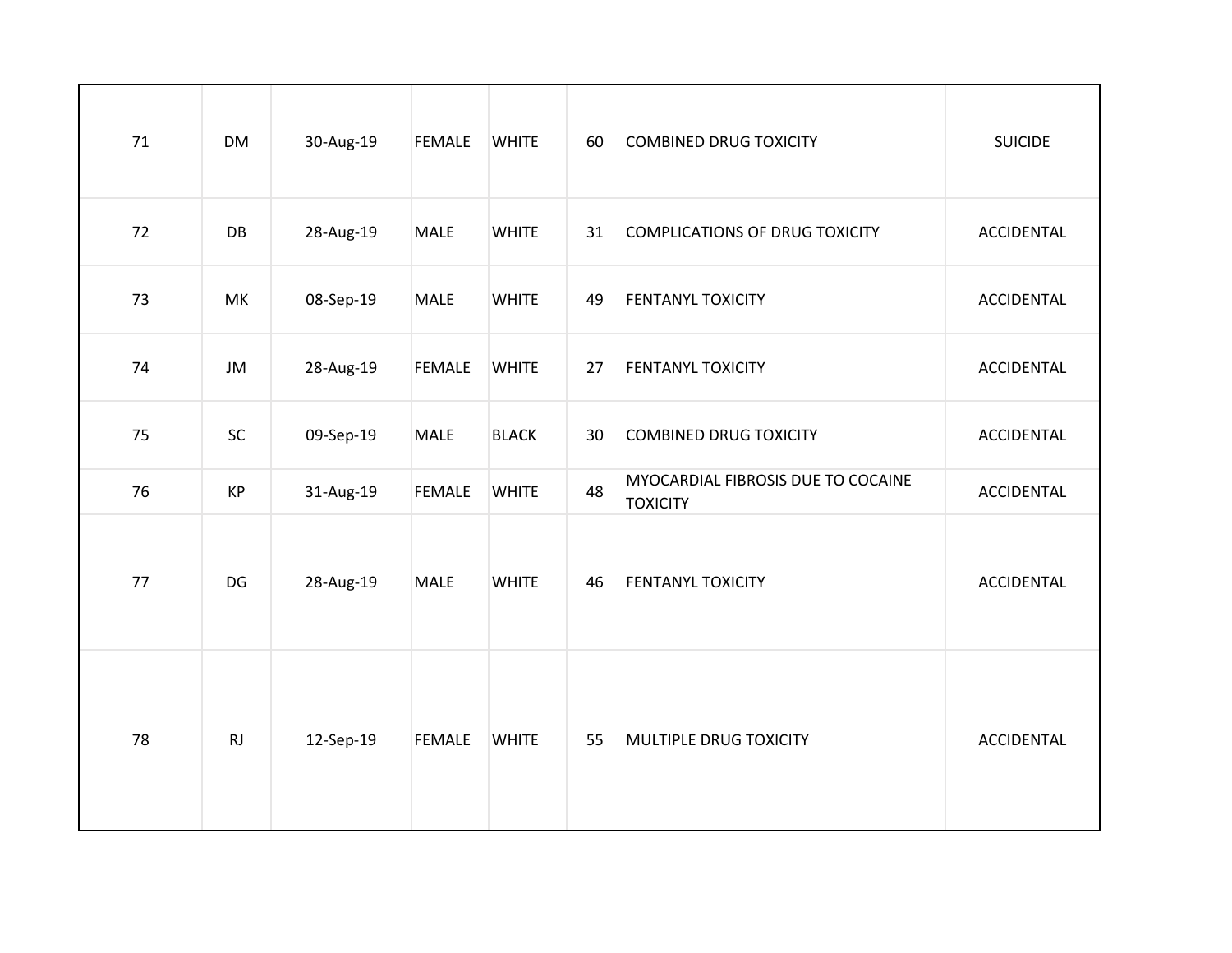| | | | | | | | |
|---|---|---|---|---|---|---|---|
| 71 | DM | 30-Aug-19 | FEMALE | WHITE | 60 | COMBINED DRUG TOXICITY | SUICIDE |
| 72 | DB | 28-Aug-19 | MALE | WHITE | 31 | COMPLICATIONS OF DRUG TOXICITY | ACCIDENTAL |
| 73 | MK | 08-Sep-19 | MALE | WHITE | 49 | FENTANYL TOXICITY | ACCIDENTAL |
| 74 | JM | 28-Aug-19 | FEMALE | WHITE | 27 | FENTANYL TOXICITY | ACCIDENTAL |
| 75 | SC | 09-Sep-19 | MALE | BLACK | 30 | COMBINED DRUG TOXICITY | ACCIDENTAL |
| 76 | KP | 31-Aug-19 | FEMALE | WHITE | 48 | MYOCARDIAL FIBROSIS DUE TO COCAINE TOXICITY | ACCIDENTAL |
| 77 | DG | 28-Aug-19 | MALE | WHITE | 46 | FENTANYL TOXICITY | ACCIDENTAL |
| 78 | RJ | 12-Sep-19 | FEMALE | WHITE | 55 | MULTIPLE DRUG TOXICITY | ACCIDENTAL |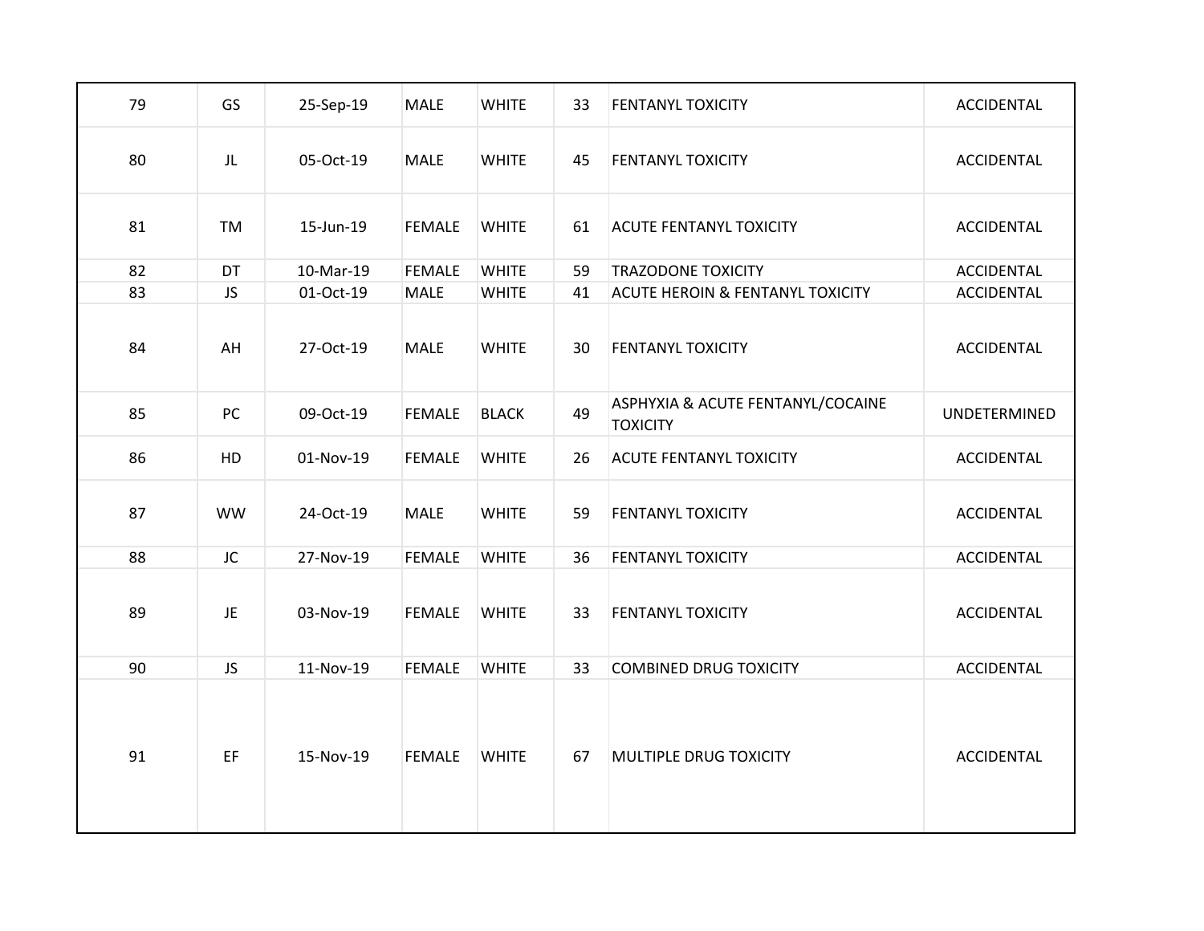| | | | | | | | |
|---|---|---|---|---|---|---|---|
| 79 | GS | 25-Sep-19 | MALE | WHITE | 33 | FENTANYL TOXICITY | ACCIDENTAL |
| 80 | JL | 05-Oct-19 | MALE | WHITE | 45 | FENTANYL TOXICITY | ACCIDENTAL |
| 81 | TM | 15-Jun-19 | FEMALE | WHITE | 61 | ACUTE FENTANYL TOXICITY | ACCIDENTAL |
| 82 | DT | 10-Mar-19 | FEMALE | WHITE | 59 | TRAZODONE TOXICITY | ACCIDENTAL |
| 83 | JS | 01-Oct-19 | MALE | WHITE | 41 | ACUTE HEROIN & FENTANYL TOXICITY | ACCIDENTAL |
| 84 | AH | 27-Oct-19 | MALE | WHITE | 30 | FENTANYL TOXICITY | ACCIDENTAL |
| 85 | PC | 09-Oct-19 | FEMALE | BLACK | 49 | ASPHYXIA & ACUTE FENTANYL/COCAINE TOXICITY | UNDETERMINED |
| 86 | HD | 01-Nov-19 | FEMALE | WHITE | 26 | ACUTE FENTANYL TOXICITY | ACCIDENTAL |
| 87 | WW | 24-Oct-19 | MALE | WHITE | 59 | FENTANYL TOXICITY | ACCIDENTAL |
| 88 | JC | 27-Nov-19 | FEMALE | WHITE | 36 | FENTANYL TOXICITY | ACCIDENTAL |
| 89 | JE | 03-Nov-19 | FEMALE | WHITE | 33 | FENTANYL TOXICITY | ACCIDENTAL |
| 90 | JS | 11-Nov-19 | FEMALE | WHITE | 33 | COMBINED DRUG TOXICITY | ACCIDENTAL |
| 91 | EF | 15-Nov-19 | FEMALE | WHITE | 67 | MULTIPLE DRUG TOXICITY | ACCIDENTAL |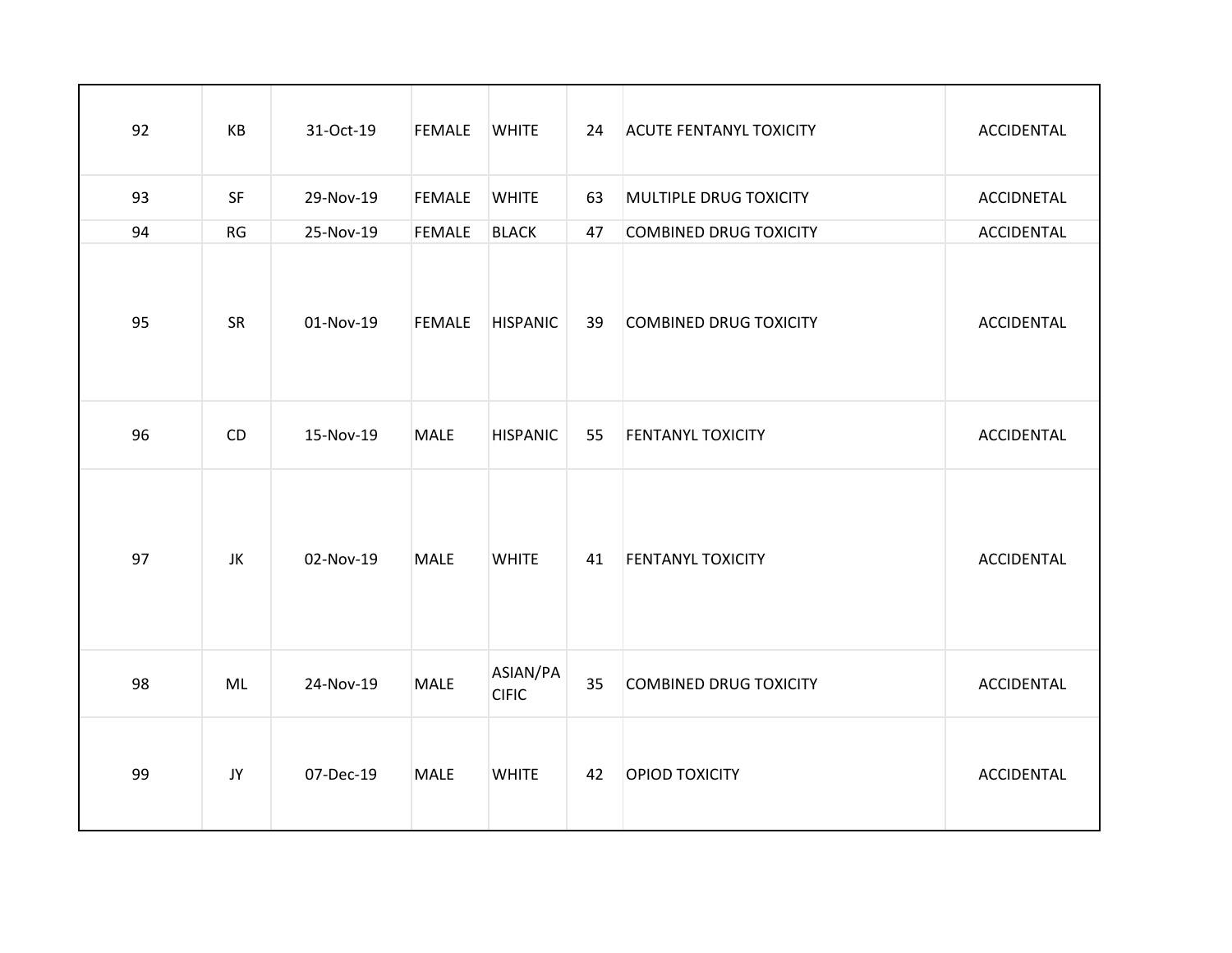| | | | | | | | |
|---|---|---|---|---|---|---|---|
| 92 | KB | 31-Oct-19 | FEMALE | WHITE | 24 | ACUTE FENTANYL TOXICITY | ACCIDENTAL |
| 93 | SF | 29-Nov-19 | FEMALE | WHITE | 63 | MULTIPLE DRUG TOXICITY | ACCIDNETAL |
| 94 | RG | 25-Nov-19 | FEMALE | BLACK | 47 | COMBINED DRUG TOXICITY | ACCIDENTAL |
| 95 | SR | 01-Nov-19 | FEMALE | HISPANIC | 39 | COMBINED DRUG TOXICITY | ACCIDENTAL |
| 96 | CD | 15-Nov-19 | MALE | HISPANIC | 55 | FENTANYL TOXICITY | ACCIDENTAL |
| 97 | JK | 02-Nov-19 | MALE | WHITE | 41 | FENTANYL TOXICITY | ACCIDENTAL |
| 98 | ML | 24-Nov-19 | MALE | ASIAN/PACIFIC | 35 | COMBINED DRUG TOXICITY | ACCIDENTAL |
| 99 | JY | 07-Dec-19 | MALE | WHITE | 42 | OPIOD TOXICITY | ACCIDENTAL |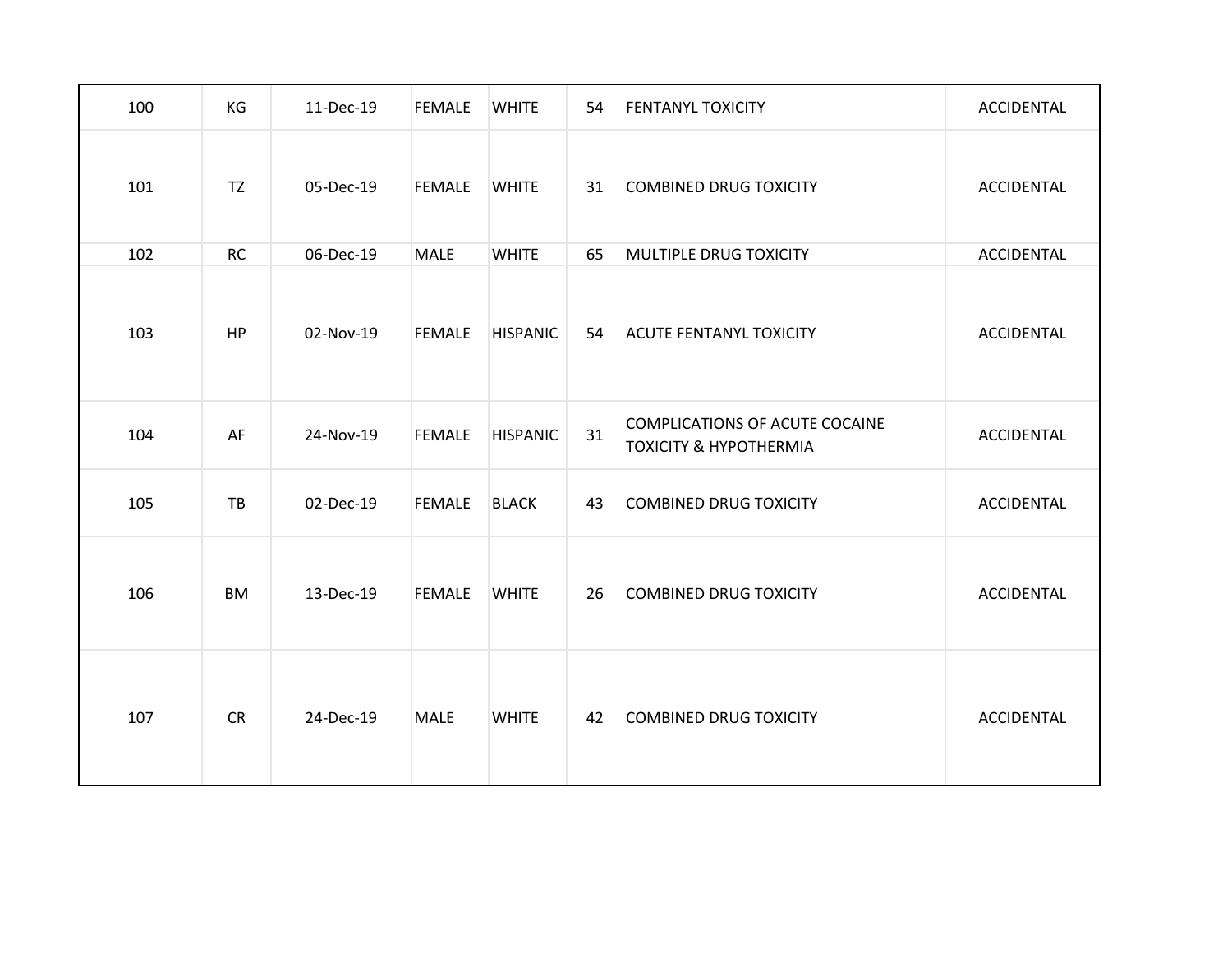| | | | | | | | |
|---|---|---|---|---|---|---|---|
| 100 | KG | 11-Dec-19 | FEMALE | WHITE | 54 | FENTANYL TOXICITY | ACCIDENTAL |
| 101 | TZ | 05-Dec-19 | FEMALE | WHITE | 31 | COMBINED DRUG TOXICITY | ACCIDENTAL |
| 102 | RC | 06-Dec-19 | MALE | WHITE | 65 | MULTIPLE DRUG TOXICITY | ACCIDENTAL |
| 103 | HP | 02-Nov-19 | FEMALE | HISPANIC | 54 | ACUTE FENTANYL TOXICITY | ACCIDENTAL |
| 104 | AF | 24-Nov-19 | FEMALE | HISPANIC | 31 | COMPLICATIONS OF ACUTE COCAINE TOXICITY & HYPOTHERMIA | ACCIDENTAL |
| 105 | TB | 02-Dec-19 | FEMALE | BLACK | 43 | COMBINED DRUG TOXICITY | ACCIDENTAL |
| 106 | BM | 13-Dec-19 | FEMALE | WHITE | 26 | COMBINED DRUG TOXICITY | ACCIDENTAL |
| 107 | CR | 24-Dec-19 | MALE | WHITE | 42 | COMBINED DRUG TOXICITY | ACCIDENTAL |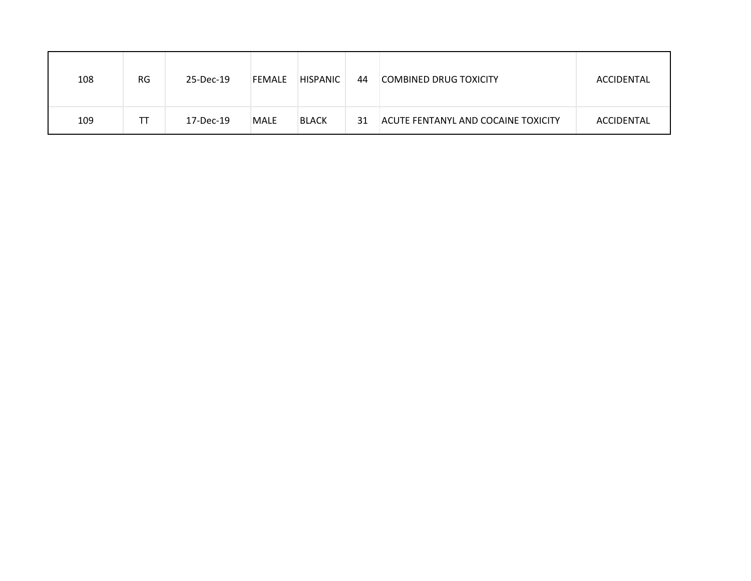| | | | | | | | |
|---|---|---|---|---|---|---|---|
| 108 | RG | 25-Dec-19 | FEMALE | HISPANIC | 44 | COMBINED DRUG TOXICITY | ACCIDENTAL |
| 109 | TT | 17-Dec-19 | MALE | BLACK | 31 | ACUTE FENTANYL AND COCAINE TOXICITY | ACCIDENTAL |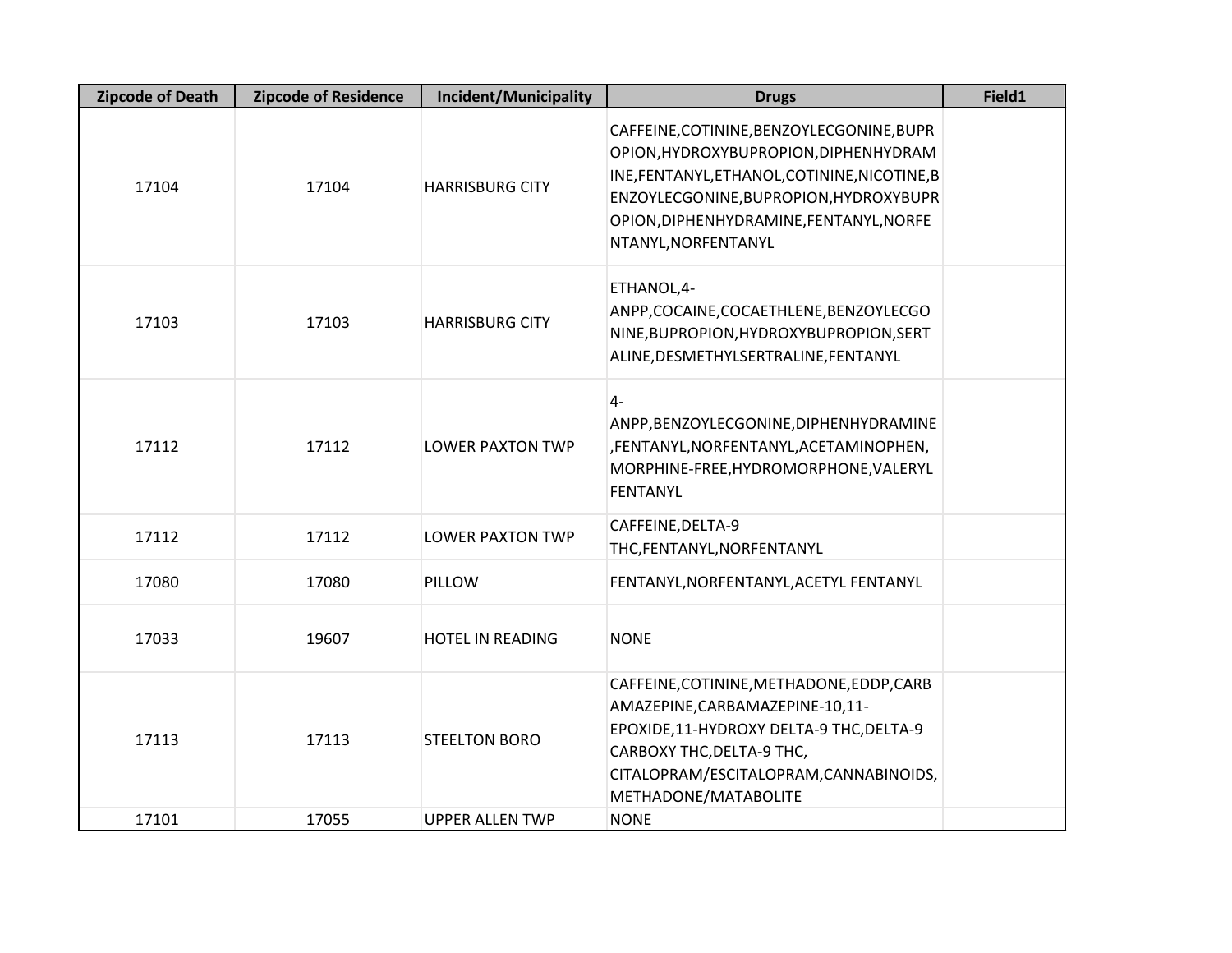| Zipcode of Death | Zipcode of Residence | Incident/Municipality | Drugs | Field1 |
| --- | --- | --- | --- | --- |
| 17104 | 17104 | HARRISBURG CITY | CAFFEINE,COTININE,BENZOYLECGONINE,BUPROPION,HYDROXYBUPROPION,DIPHENHYDRAMINE,FENTANYL,ETHANOL,COTININE,NICOTINE,BENZOYLECGONINE,BUPROPION,HYDROXYBUPROPION,DIPHENHYDRAMINE,FENTANYL,NORFENTANYL,NORFENTANYL | |
| 17103 | 17103 | HARRISBURG CITY | ETHANOL,4-ANPP,COCAINE,COCAETHLENE,BENZOYLECGONINE,BUPROPION,HYDROXYBUPROPION,SERTALINE,DESMETHYLSERTRALINE,FENTANYL | |
| 17112 | 17112 | LOWER PAXTON TWP | 4-ANPP,BENZOYLECGONINE,DIPHENHYDRAMINE,FENTANYL,NORFENTANYL,ACETAMINOPHEN,MORPHINE-FREE,HYDROMORPHONE,VALERYL FENTANYL | |
| 17112 | 17112 | LOWER PAXTON TWP | CAFFEINE,DELTA-9 THC,FENTANYL,NORFENTANYL | |
| 17080 | 17080 | PILLOW | FENTANYL,NORFENTANYL,ACETYL FENTANYL | |
| 17033 | 19607 | HOTEL IN READING | NONE | |
| 17113 | 17113 | STEELTON BORO | CAFFEINE,COTININE,METHADONE,EDDP,CARBAMAZEPINE,CARBAMAZEPINE-10,11-EPOXIDE,11-HYDROXY DELTA-9 THC,DELTA-9 CARBOXY THC,DELTA-9 THC,CITALOPRAM/ESCITALOPRAM,CANNABINOIDS,METHADONE/MATABOLITE | |
| 17101 | 17055 | UPPER ALLEN TWP | NONE | |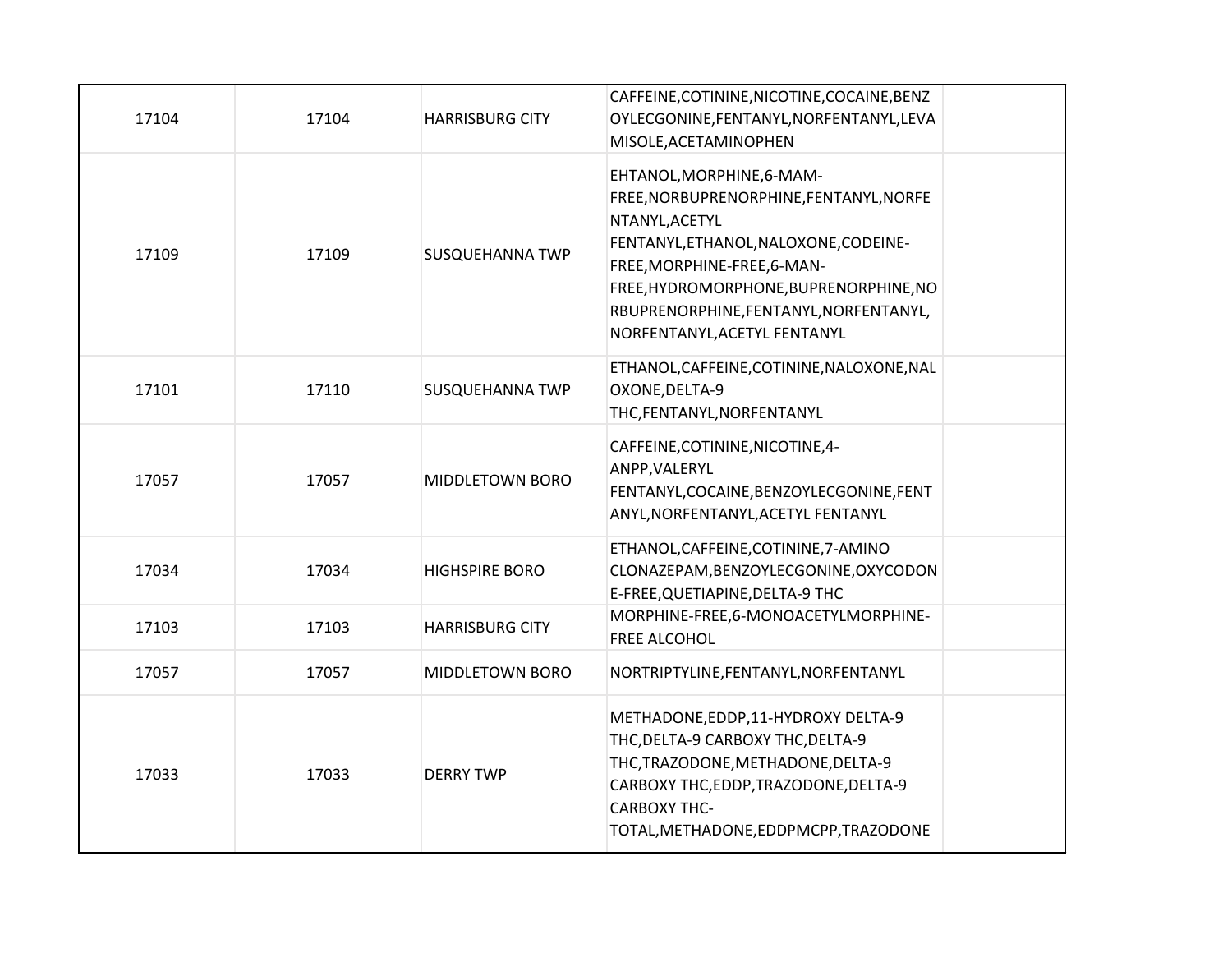| | | | | |
|---|---|---|---|---|
| 17104 | 17104 | HARRISBURG CITY | CAFFEINE,COTININE,NICOTINE,COCAINE,BENZOYLECGONINE,FENTANYL,NORFENTANYL,LEVAMISOLE,ACETAMINOPHEN | |
| 17109 | 17109 | SUSQUEHANNA TWP | EHTANOL,MORPHINE,6-MAM-FREE,NORBUPRENORPHINE,FENTANYL,NORFENTANYL,ACETYL FENTANYL,ETHANOL,NALOXONE,CODEINE-FREE,MORPHINE-FREE,6-MAN-FREE,HYDROMORPHONE,BUPRENORPHINE,NORBUPRENORPHINE,FENTANYL,NORFENTANYL,NORFENTANYL,ACETYL FENTANYL | |
| 17101 | 17110 | SUSQUEHANNA TWP | ETHANOL,CAFFEINE,COTININE,NALOXONE,NALOXONE,DELTA-9 THC,FENTANYL,NORFENTANYL | |
| 17057 | 17057 | MIDDLETOWN BORO | CAFFEINE,COTININE,NICOTINE,4-ANPP,VALERYL FENTANYL,COCAINE,BENZOYLECGONINE,FENTANYL,NORFENTANYL,ACETYL FENTANYL | |
| 17034 | 17034 | HIGHSPIRE BORO | ETHANOL,CAFFEINE,COTININE,7-AMINO CLONAZEPAM,BENZOYLECGONINE,OXYCODONE-FREE,QUETIAPINE,DELTA-9 THC | |
| 17103 | 17103 | HARRISBURG CITY | MORPHINE-FREE,6-MONOACETYLMORPHINE-FREE ALCOHOL | |
| 17057 | 17057 | MIDDLETOWN BORO | NORTRIPTYLINE,FENTANYL,NORFENTANYL | |
| 17033 | 17033 | DERRY TWP | METHADONE,EDDP,11-HYDROXY DELTA-9 THC,DELTA-9 CARBOXY THC,DELTA-9 THC,TRAZODONE,METHADONE,DELTA-9 CARBOXY THC,EDDP,TRAZODONE,DELTA-9 CARBOXY THC-TOTAL,METHADONE,EDDPMCPP,TRAZODONE | |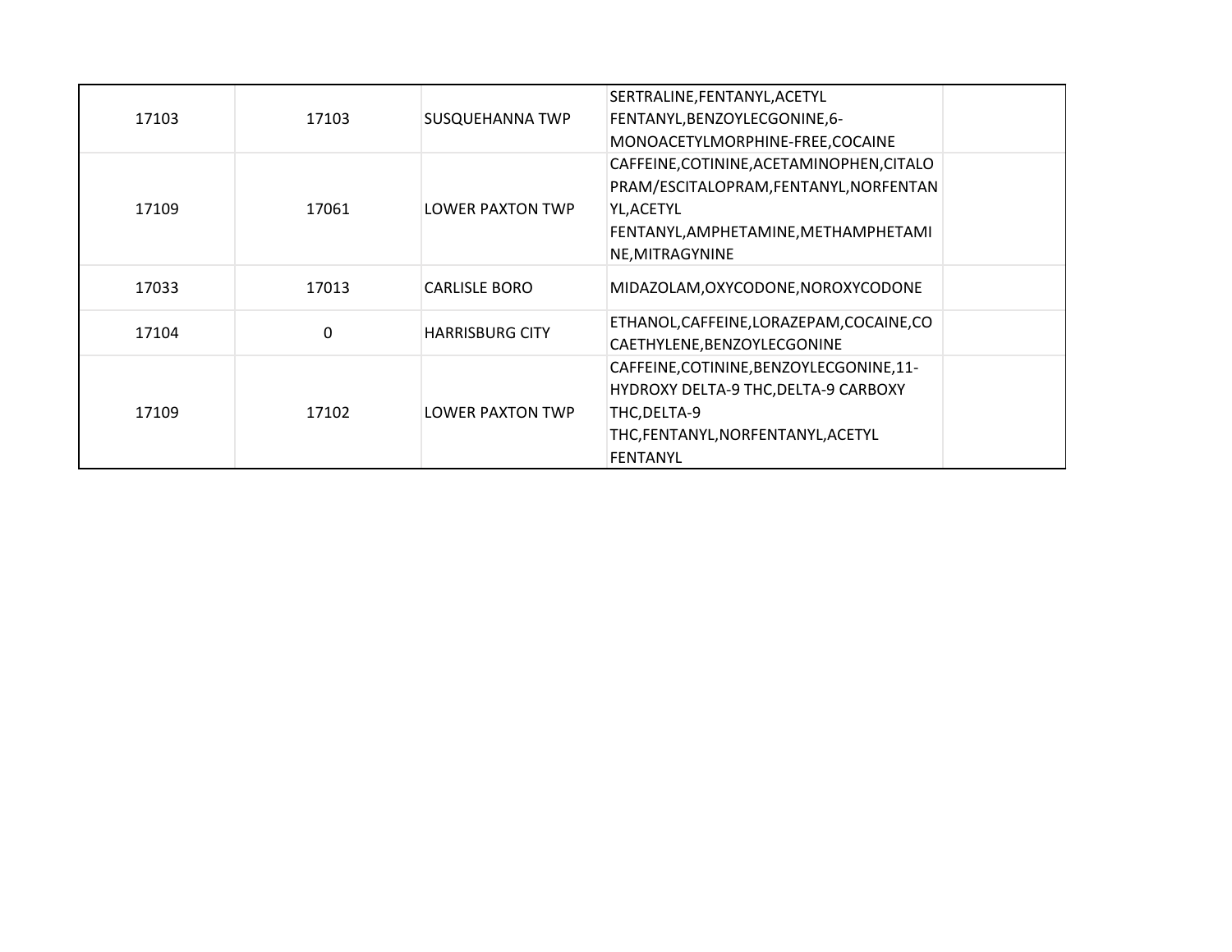|  |  |  |  |  |
| --- | --- | --- | --- | --- |
| 17103 | 17103 | SUSQUEHANNA TWP | SERTRALINE,FENTANYL,ACETYL FENTANYL,BENZOYLECGONINE,6-MONOACETYLMORPHINE-FREE,COCAINE |  |
| 17109 | 17061 | LOWER PAXTON TWP | CAFFEINE,COTININE,ACETAMINOPHEN,CITALOPRAM/ESCITALOPRAM,FENTANYL,NORFENTANYL,ACETYL FENTANYL,AMPHETAMINE,METHAMPHETAMINE,MITRAGYNINE |  |
| 17033 | 17013 | CARLISLE BORO | MIDAZOLAM,OXYCODONE,NOROXYCODONE |  |
| 17104 | 0 | HARRISBURG CITY | ETHANOL,CAFFEINE,LORAZEPAM,COCAINE,COCAETHYLENE,BENZOYLECGONINE |  |
| 17109 | 17102 | LOWER PAXTON TWP | CAFFEINE,COTININE,BENZOYLECGONINE,11-HYDROXY DELTA-9 THC,DELTA-9 CARBOXY THC,DELTA-9 THC,FENTANYL,NORFENTANYL,ACETYL FENTANYL |  |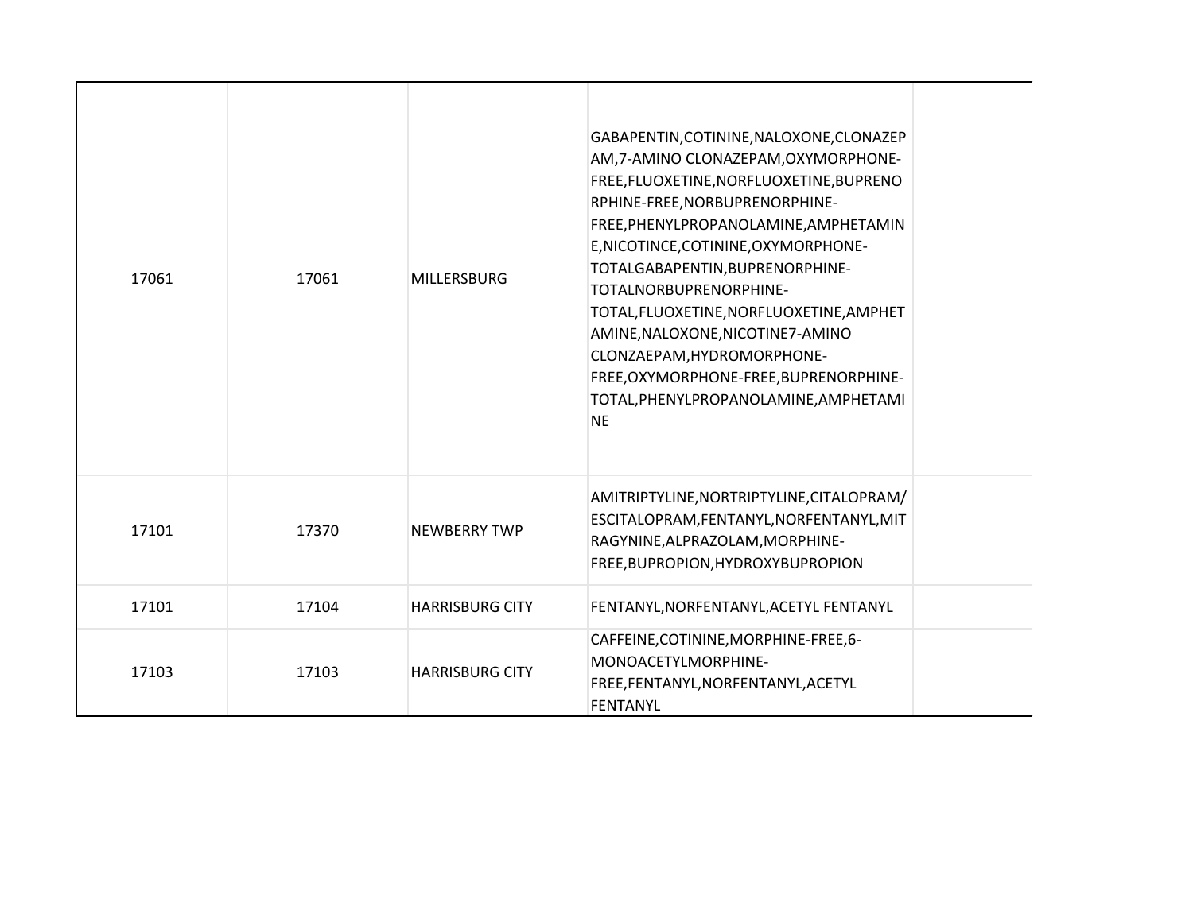|  |  |  |  |  |
|---|---|---|---|---|
| 17061 | 17061 | MILLERSBURG | GABAPENTIN,COTININE,NALOXONE,CLONAZEPAM,7-AMINO CLONAZEPAM,OXYMORPHONE-FREE,FLUOXETINE,NORFLUOXETINE,BUPRENORPHINE-FREE,NORBUPRENORPHINE-FREE,PHENYLPROPANOLAMINE,AMPHETAMINE,NICOTINCE,COTININE,OXYMORPHONE-TOTALGABAPENTIN,BUPRENORPHINE-TOTALNORBUPRENORPHINE-TOTAL,FLUOXETINE,NORFLUOXETINE,AMPHETAMINE,NALOXONE,NICOTINE7-AMINO CLONZAEPAM,HYDROMORPHONE-FREE,OXYMORPHONE-FREE,BUPRENORPHINE-TOTAL,PHENYLPROPANOLAMINE,AMPHETAMINE |  |
| 17101 | 17370 | NEWBERRY TWP | AMITRIPTYLINE,NORTRIPTYLINE,CITALOPRAM/ESCITALOPRAM,FENTANYL,NORFENTANYL,MITRAGYNINE,ALPRAZOLAM,MORPHINE-FREE,BUPROPION,HYDROXYBUPROPION |  |
| 17101 | 17104 | HARRISBURG CITY | FENTANYL,NORFENTANYL,ACETYL FENTANYL |  |
| 17103 | 17103 | HARRISBURG CITY | CAFFEINE,COTININE,MORPHINE-FREE,6-MONOACETYLMORPHINE-FREE,FENTANYL,NORFENTANYL,ACETYL FENTANYL |  |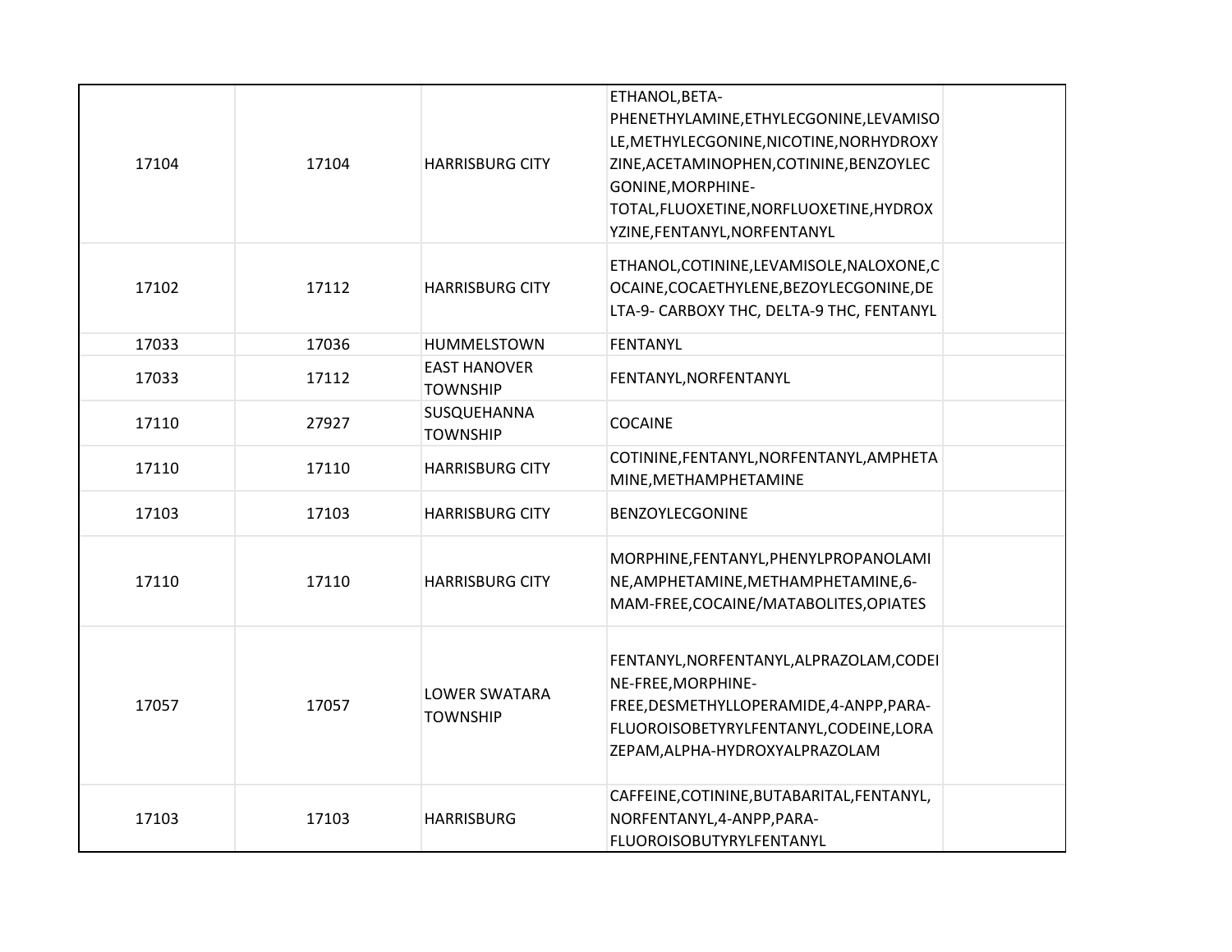| | | | | |
|---|---|---|---|---|
| 17104 | 17104 | HARRISBURG CITY | ETHANOL,BETA-PHENETHYLAMINE,ETHYLECGONINE,LEVAMISOLE,METHYLECGONINE,NICOTINE,NORHYDROXYZINE,ACETAMINOPHEN,COTININE,BENZOYLECGONINE,MORPHINE-TOTAL,FLUOXETINE,NORFLUOXETINE,HYDROXYZINE,FENTANYL,NORFENTANYL | |
| 17102 | 17112 | HARRISBURG CITY | ETHANOL,COTININE,LEVAMISOLE,NALOXONE,COCAINE,COCAETHYLENE,BEZOYLECGONINE,DELTA-9- CARBOXY THC, DELTA-9 THC, FENTANYL | |
| 17033 | 17036 | HUMMELSTOWN | FENTANYL | |
| 17033 | 17112 | EAST HANOVER TOWNSHIP | FENTANYL,NORFENTANYL | |
| 17110 | 27927 | SUSQUEHANNA TOWNSHIP | COCAINE | |
| 17110 | 17110 | HARRISBURG CITY | COTININE,FENTANYL,NORFENTANYL,AMPHETAMINE,METHAMPHETAMINE | |
| 17103 | 17103 | HARRISBURG CITY | BENZOYLECGONINE | |
| 17110 | 17110 | HARRISBURG CITY | MORPHINE,FENTANYL,PHENYLPROPANOLAMINE,AMPHETAMINE,METHAMPHETAMINE,6-MAM-FREE,COCAINE/MATABOLITES,OPIATES | |
| 17057 | 17057 | LOWER SWATARA TOWNSHIP | FENTANYL,NORFENTANYL,ALPRAZOLAM,CODEINE-FREE,MORPHINE-FREE,DESMETHYLLOPERAMIDE,4-ANPP,PARA-FLUOROISOBETYRYLFENTANYL,CODEINE,LORAZEPAM,ALPHA-HYDROXYALPRAZOLAM | |
| 17103 | 17103 | HARRISBURG | CAFFEINE,COTININE,BUTABARITAL,FENTANYL,NORFENTANYL,4-ANPP,PARA-FLUOROISOBUTYRYLFENTANYL | |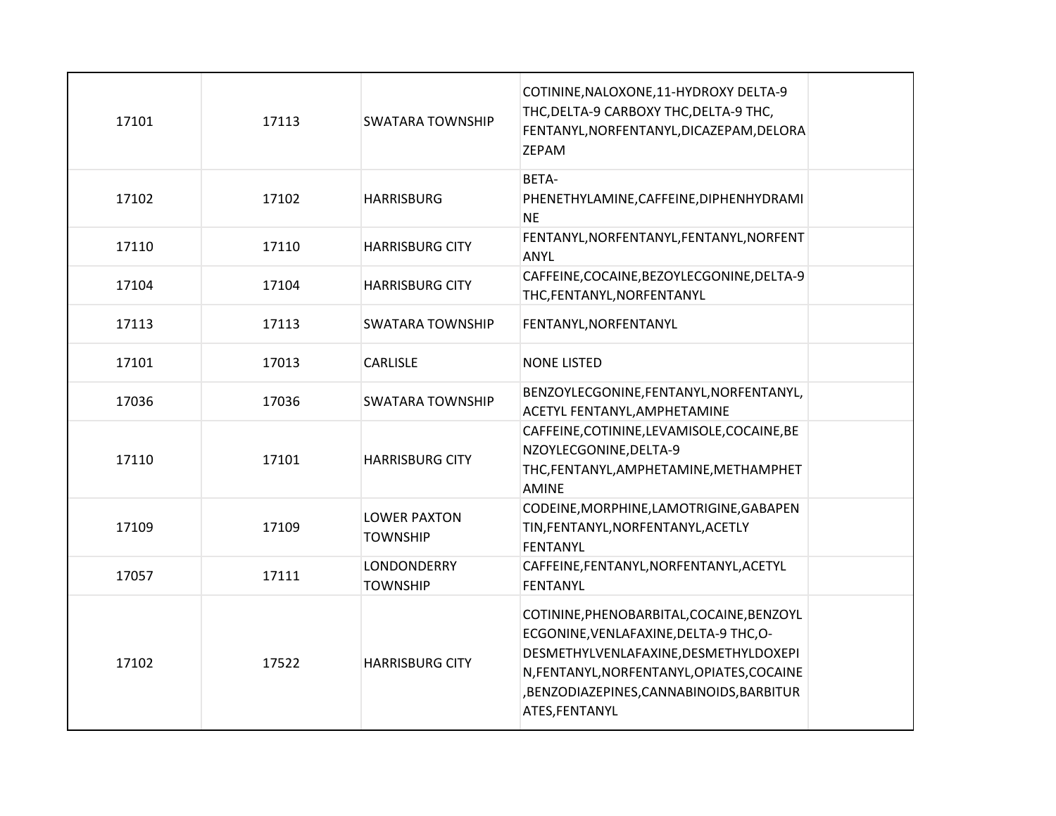| | | | | |
|---|---|---|---|---|
| 17101 | 17113 | SWATARA TOWNSHIP | COTININE,NALOXONE,11-HYDROXY DELTA-9 THC,DELTA-9 CARBOXY THC,DELTA-9 THC, FENTANYL,NORFENTANYL,DICAZEPAM,DELORAZEPAM | |
| 17102 | 17102 | HARRISBURG | BETA-PHENETHYLAMINE,CAFFEINE,DIPHENHYDRAMINE | |
| 17110 | 17110 | HARRISBURG CITY | FENTANYL,NORFENTANYL,FENTANYL,NORFENTANYL | |
| 17104 | 17104 | HARRISBURG CITY | CAFFEINE,COCAINE,BEZOYLECGONINE,DELTA-9 THC,FENTANYL,NORFENTANYL | |
| 17113 | 17113 | SWATARA TOWNSHIP | FENTANYL,NORFENTANYL | |
| 17101 | 17013 | CARLISLE | NONE LISTED | |
| 17036 | 17036 | SWATARA TOWNSHIP | BENZOYLECGONINE,FENTANYL,NORFENTANYL, ACETYL FENTANYL,AMPHETAMINE | |
| 17110 | 17101 | HARRISBURG CITY | CAFFEINE,COTININE,LEVAMISOLE,COCAINE,BENZOYLECGONINE,DELTA-9 THC,FENTANYL,AMPHETAMINE,METHAMPHETAMINE | |
| 17109 | 17109 | LOWER PAXTON TOWNSHIP | CODEINE,MORPHINE,LAMOTRIGINE,GABAPENTIN,FENTANYL,NORFENTANYL,ACETLY FENTANYL | |
| 17057 | 17111 | LONDONDERRY TOWNSHIP | CAFFEINE,FENTANYL,NORFENTANYL,ACETYL FENTANYL | |
| 17102 | 17522 | HARRISBURG CITY | COTININE,PHENOBARBITAL,COCAINE,BENZOYLECGONINE,VENLAFAXINE,DELTA-9 THC,O-DESMETHYLVENLAFAXINE,DESMETHYLDOXEPIN,FENTANYL,NORFENTANYL,OPIATES,COCAINE,BENZODIAZEPINES,CANNABINOIDS,BARBITURATES,FENTANYL | |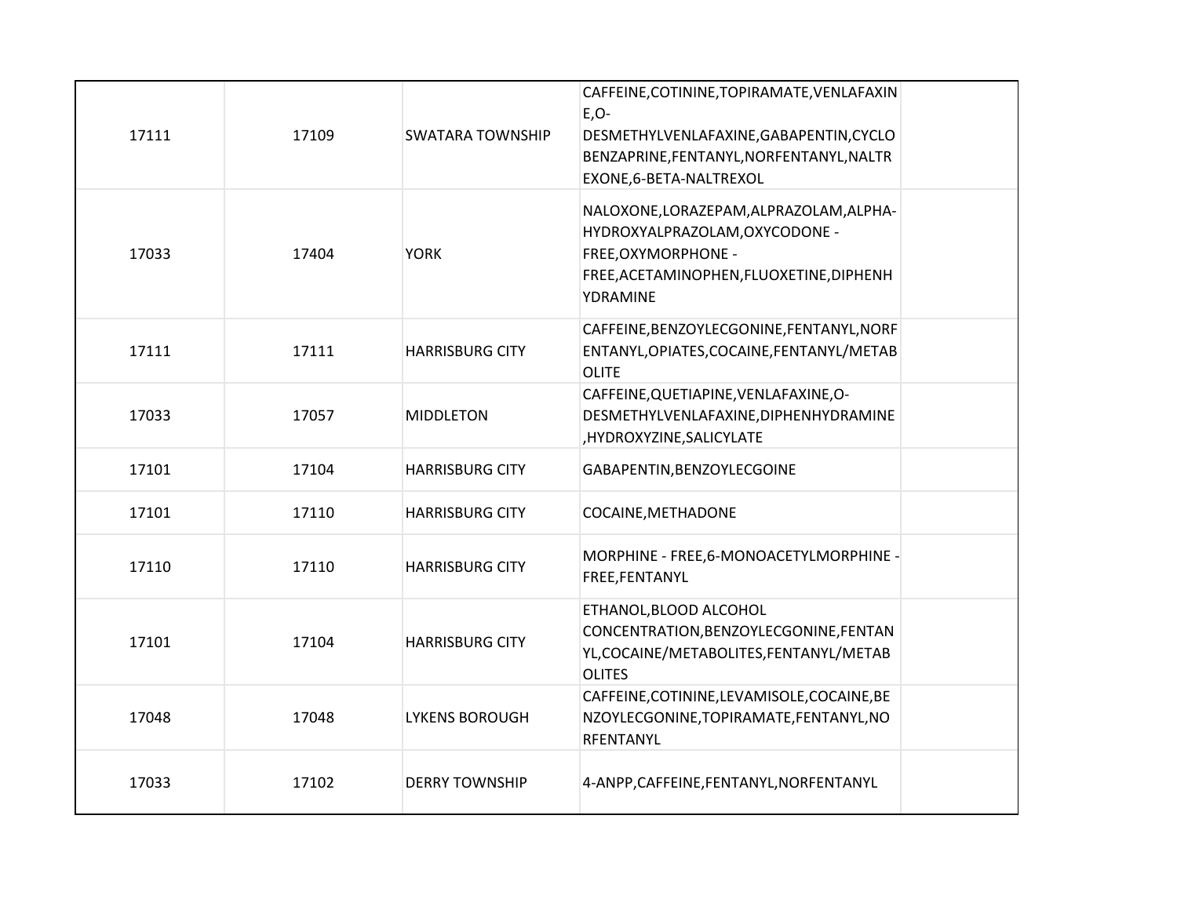|  |  |  |  |  |
|---|---|---|---|---|
| 17111 | 17109 | SWATARA TOWNSHIP | CAFFEINE,COTININE,TOPIRAMATE,VENLAFAXINE,O-DESMETHYLVENLAFAXINE,GABAPENTIN,CYCLOBENZAPRINE,FENTANYL,NORFENTANYL,NALTREXONE,6-BETA-NALTREXOL |  |
| 17033 | 17404 | YORK | NALOXONE,LORAZEPAM,ALPRAZOLAM,ALPHA-HYDROXYALPRAZOLAM,OXYCODONE - FREE,OXYMORPHONE - FREE,ACETAMINOPHEN,FLUOXETINE,DIPHENHYDRAMINE |  |
| 17111 | 17111 | HARRISBURG CITY | CAFFEINE,BENZOYLECGONINE,FENTANYL,NORFENTANYL,OPIATES,COCAINE,FENTANYL/METABOLITE |  |
| 17033 | 17057 | MIDDLETON | CAFFEINE,QUETIAPINE,VENLAFAXINE,O-DESMETHYLVENLAFAXINE,DIPHENHYDRAMINE,HYDROXYZINE,SALICYLATE |  |
| 17101 | 17104 | HARRISBURG CITY | GABAPENTIN,BENZOYLECGOINE |  |
| 17101 | 17110 | HARRISBURG CITY | COCAINE,METHADONE |  |
| 17110 | 17110 | HARRISBURG CITY | MORPHINE - FREE,6-MONOACETYLMORPHINE - FREE,FENTANYL |  |
| 17101 | 17104 | HARRISBURG CITY | ETHANOL,BLOOD ALCOHOL CONCENTRATION,BENZOYLECGONINE,FENTANYL,COCAINE/METABOLITES,FENTANYL/METABOLITES |  |
| 17048 | 17048 | LYKENS BOROUGH | CAFFEINE,COTININE,LEVAMISOLE,COCAINE,BENZOYLECGONINE,TOPIRAMATE,FENTANYL,NORFENTANYL |  |
| 17033 | 17102 | DERRY TOWNSHIP | 4-ANPP,CAFFEINE,FENTANYL,NORFENTANYL |  |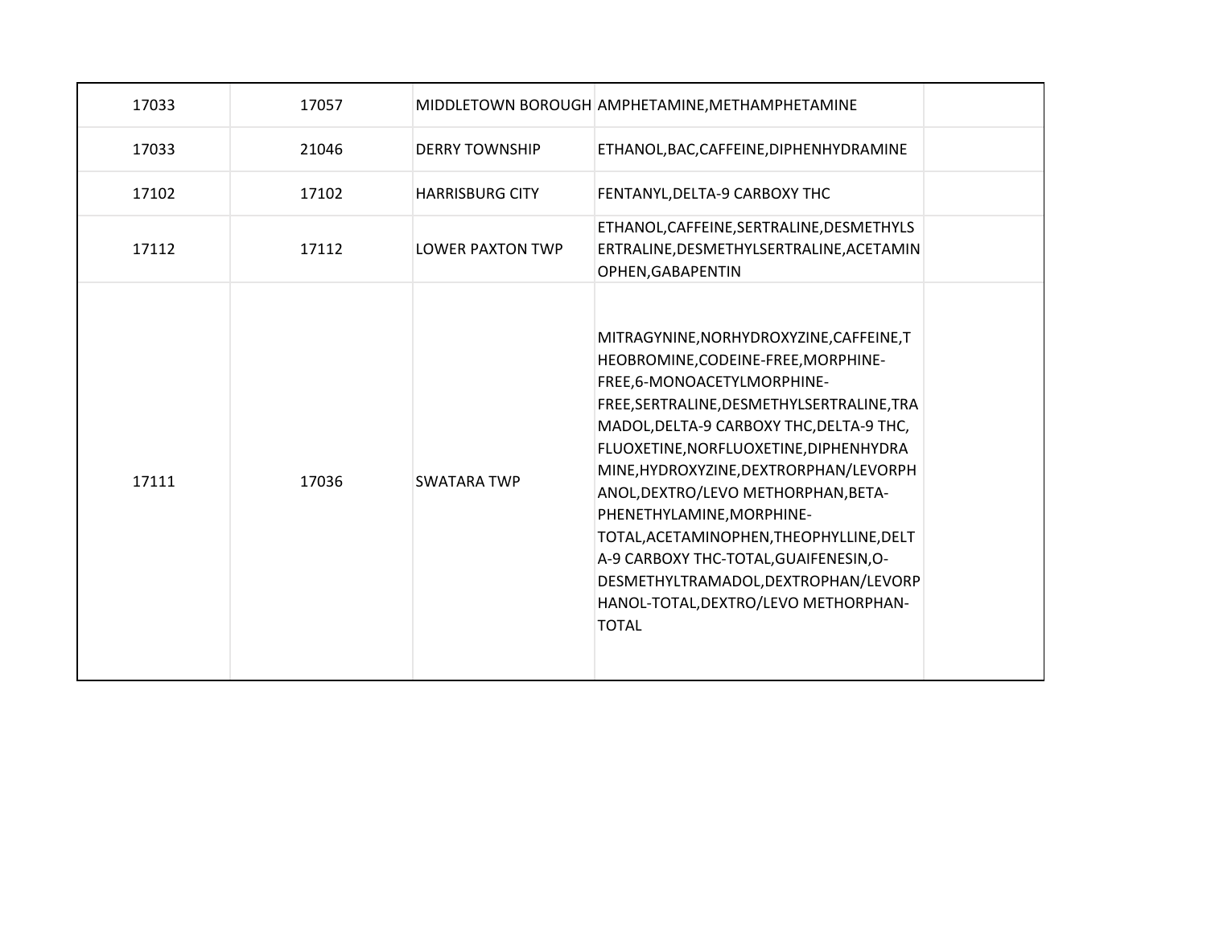| | | | | |
|---|---|---|---|---|
| 17033 | 17057 | MIDDLETOWN BOROUGH | AMPHETAMINE,METHAMPHETAMINE | |
| 17033 | 21046 | DERRY TOWNSHIP | ETHANOL,BAC,CAFFEINE,DIPHENHYDRAMINE | |
| 17102 | 17102 | HARRISBURG CITY | FENTANYL,DELTA-9 CARBOXY THC | |
| 17112 | 17112 | LOWER PAXTON TWP | ETHANOL,CAFFEINE,SERTRALINE,DESMETHYLSERTRALINE,DESMETHYLSERTRALINE,ACETAMINOPHEN,GABAPENTIN | |
| 17111 | 17036 | SWATARA TWP | MITRAGYNINE,NORHYDROXYZINE,CAFFEINE,THEOBROMINE,CODEINE-FREE,MORPHINE-FREE,6-MONOACETYLMORPHINE-FREE,SERTRALINE,DESMETHYLSERTRALINE,TRAMADOL,DELTA-9 CARBOXY THC,DELTA-9 THC, FLUOXETINE,NORFLUOXETINE,DIPHENHYDRAMINE,HYDROXYZINE,DEXTRORPHAN/LEVORPHANOL,DEXTRO/LEVO METHORPHAN,BETA-PHENETHYLAMINE,MORPHINE-TOTAL,ACETAMINOPHEN,THEOPHYLLINE,DELTA-9 CARBOXY THC-TOTAL,GUAIFENESIN,O-DESMETHYLTRAMADOL,DEXTROPHAN/LEVORPHANOL-TOTAL,DEXTRO/LEVO METHORPHAN-TOTAL | |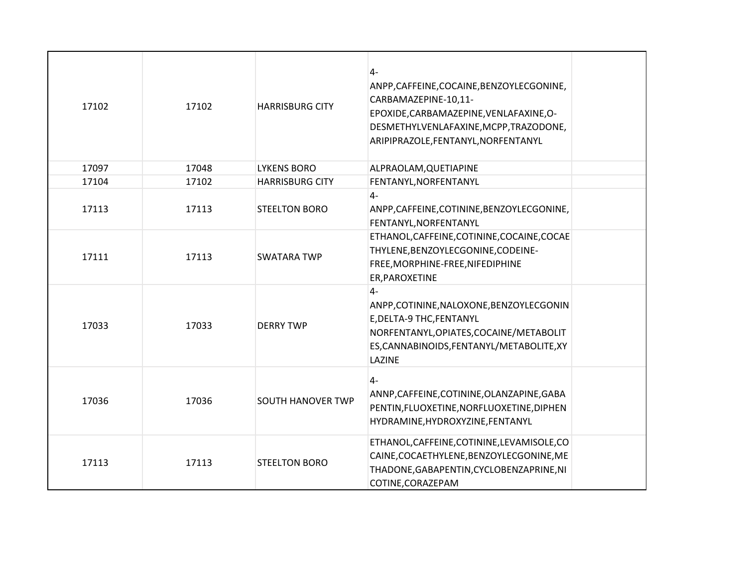| | | | | |
|---|---|---|---|---|
| 17102 | 17102 | HARRISBURG CITY | 4-ANPP,CAFFEINE,COCAINE,BENZOYLECGONINE,CARBAMAZEPINE-10,11-EPOXIDE,CARBAMAZEPINE,VENLAFAXINE,O-DESMETHYLVENLAFAXINE,MCPP,TRAZODONE,ARIPIPRAZOLE,FENTANYL,NORFENTANYL | |
| 17097 | 17048 | LYKENS BORO | ALPRAOLAM,QUETIAPINE | |
| 17104 | 17102 | HARRISBURG CITY | FENTANYL,NORFENTANYL | |
| 17113 | 17113 | STEELTON BORO | 4-ANPP,CAFFEINE,COTININE,BENZOYLECGONINE,FENTANYL,NORFENTANYL | |
| 17111 | 17113 | SWATARA TWP | ETHANOL,CAFFEINE,COTININE,COCAINE,COCAETHYLENE,BENZOYLECGONINE,CODEINE-FREE,MORPHINE-FREE,NIFEDIPHINE ER,PAROXETINE | |
| 17033 | 17033 | DERRY TWP | 4-ANPP,COTININE,NALOXONE,BENZOYLECGONINE,DELTA-9 THC,FENTANYL NORFENTANYL,OPIATES,COCAINE/METABOLITES,CANNABINOIDS,FENTANYL/METABOLITE,XYLAZINE | |
| 17036 | 17036 | SOUTH HANOVER TWP | 4-ANNP,CAFFEINE,COTININE,OLANZAPINE,GABAPENTIN,FLUOXETINE,NORFLUOXETINE,DIPHENHYDRAMINE,HYDROXYZINE,FENTANYL | |
| 17113 | 17113 | STEELTON BORO | ETHANOL,CAFFEINE,COTININE,LEVAMISOLE,COCAINE,COCAETHYLENE,BENZOYLECGONINE,METHADONE,GABAPENTIN,CYCLOBENZAPRINE,NICOTINE,CORAZEPAM | |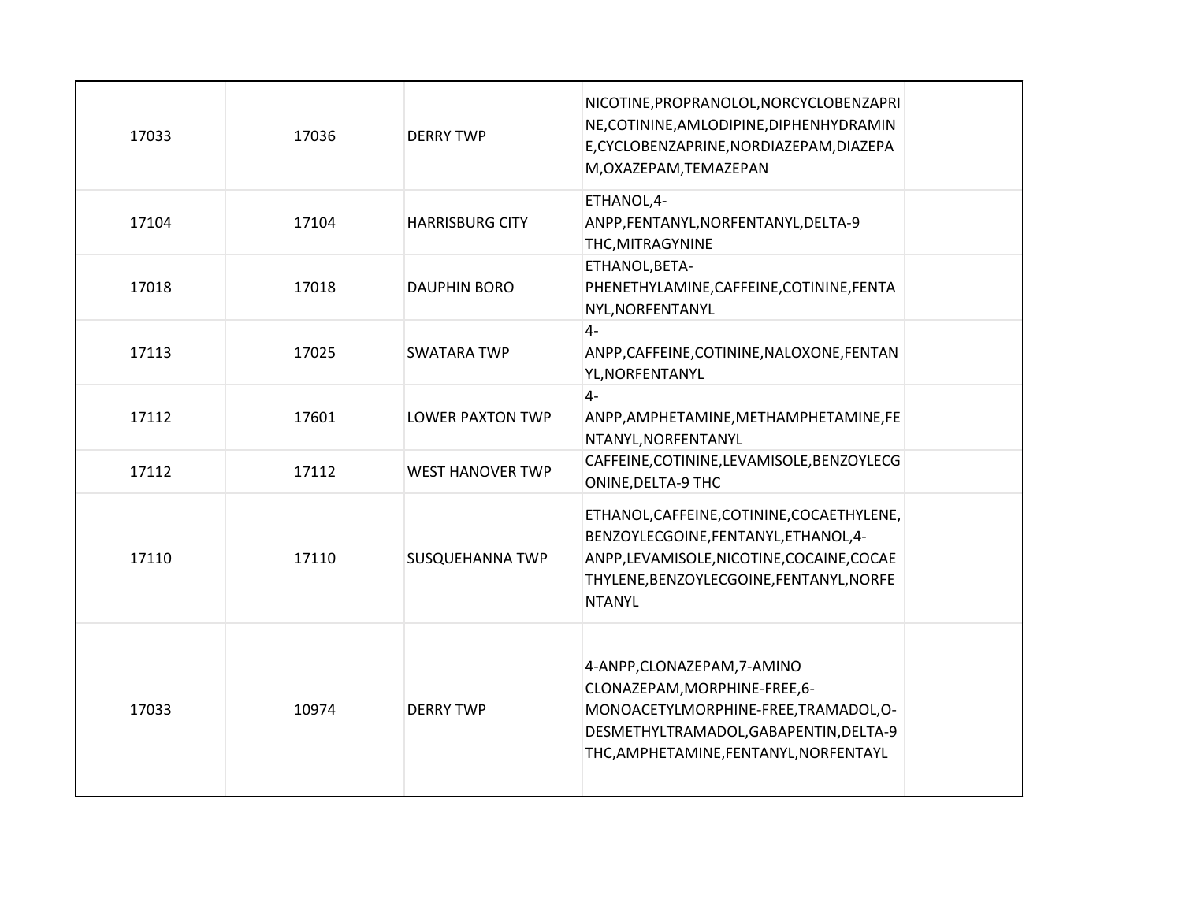| | | | | |
|---|---|---|---|---|
| 17033 | 17036 | DERRY TWP | NICOTINE,PROPRANOLOL,NORCYCLOBENZAPRINE,COTININE,AMLODIPINE,DIPHENHYDRAMINE,CYCLOBENZAPRINE,NORDIAZEPAM,DIAZEPAM,OXAZEPAM,TEMAZEPAN | |
| 17104 | 17104 | HARRISBURG CITY | ETHANOL,4-ANPP,FENTANYL,NORFENTANYL,DELTA-9 THC,MITRAGYNINE | |
| 17018 | 17018 | DAUPHIN BORO | ETHANOL,BETA-PHENETHYLAMINE,CAFFEINE,COTININE,FENTANYL,NORFENTANYL | |
| 17113 | 17025 | SWATARA TWP | 4-ANPP,CAFFEINE,COTININE,NALOXONE,FENTANYL,NORFENTANYL | |
| 17112 | 17601 | LOWER PAXTON TWP | 4-ANPP,AMPHETAMINE,METHAMPHETAMINE,FENTANYL,NORFENTANYL | |
| 17112 | 17112 | WEST HANOVER TWP | CAFFEINE,COTININE,LEVAMISOLE,BENZOYLECGONINE,DELTA-9 THC | |
| 17110 | 17110 | SUSQUEHANNA TWP | ETHANOL,CAFFEINE,COTININE,COCAETHYLENE,BENZOYLECGOINE,FENTANYL,ETHANOL,4-ANPP,LEVAMISOLE,NICOTINE,COCAINE,COCAETHYLENE,BENZOYLECGOINE,FENTANYL,NORFENTANYL | |
| 17033 | 10974 | DERRY TWP | 4-ANPP,CLONAZEPAM,7-AMINO CLONAZEPAM,MORPHINE-FREE,6-MONOACETYLMORPHINE-FREE,TRAMADOL,O-DESMETHYLTRAMADOL,GABAPENTIN,DELTA-9 THC,AMPHETAMINE,FENTANYL,NORFENTAYL | |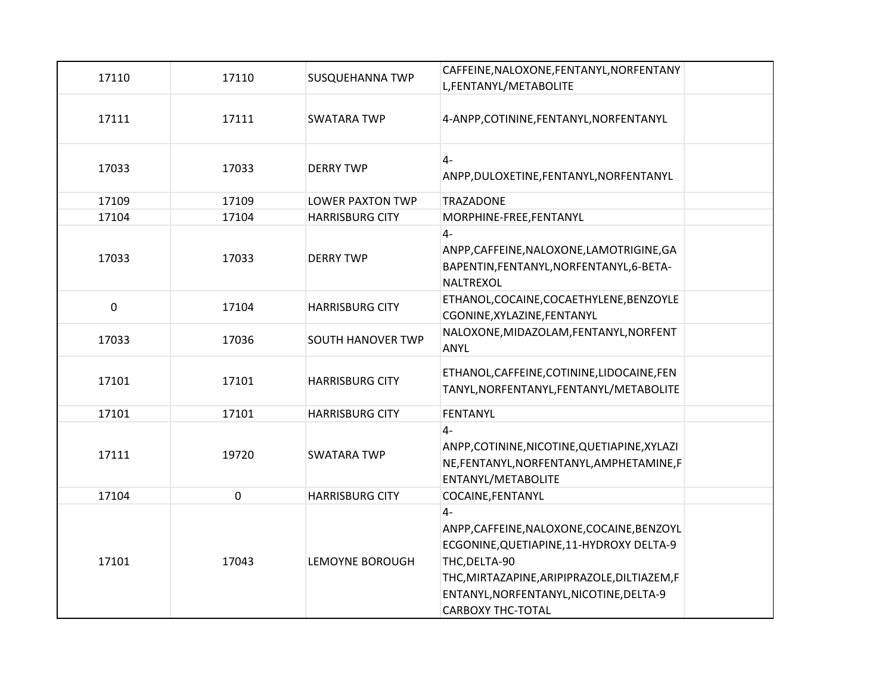| | | | | |
|---|---|---|---|---|
| 17110 | 17110 | SUSQUEHANNA TWP | CAFFEINE,NALOXONE,FENTANYL,NORFENTANYL,FENTANYL/METABOLITE | |
| 17111 | 17111 | SWATARA TWP | 4-ANPP,COTININE,FENTANYL,NORFENTANYL | |
| 17033 | 17033 | DERRY TWP | 4-ANPP,DULOXETINE,FENTANYL,NORFENTANYL | |
| 17109 | 17109 | LOWER PAXTON TWP | TRAZADONE | |
| 17104 | 17104 | HARRISBURG CITY | MORPHINE-FREE,FENTANYL | |
| 17033 | 17033 | DERRY TWP | 4-ANPP,CAFFEINE,NALOXONE,LAMOTRIGINE,GABAPENTIN,FENTANYL,NORFENTANYL,6-BETA-NALTREXOL | |
| 0 | 17104 | HARRISBURG CITY | ETHANOL,COCAINE,COCAETHYLENE,BENZOYLECGONINE,XYLAZINE,FENTANYL | |
| 17033 | 17036 | SOUTH HANOVER TWP | NALOXONE,MIDAZOLAM,FENTANYL,NORFENTANYL | |
| 17101 | 17101 | HARRISBURG CITY | ETHANOL,CAFFEINE,COTININE,LIDOCAINE,FENTANYL,NORFENTANYL,FENTANYL/METABOLITE | |
| 17101 | 17101 | HARRISBURG CITY | FENTANYL | |
| 17111 | 19720 | SWATARA TWP | 4-ANPP,COTININE,NICOTINE,QUETIAPINE,XYLAZINE,FENTANYL,NORFENTANYL,AMPHETAMINE,FENTANYL/METABOLITE | |
| 17104 | 0 | HARRISBURG CITY | COCAINE,FENTANYL | |
| 17101 | 17043 | LEMOYNE BOROUGH | 4-ANPP,CAFFEINE,NALOXONE,COCAINE,BENZOYLECGONINE,QUETIAPINE,11-HYDROXY DELTA-9 THC,DELTA-90 THC,MIRTAZAPINE,ARIPIPRAZOLE,DILTIAZEM,FENTANYL,NORFENTANYL,NICOTINE,DELTA-9 CARBOXY THC-TOTAL | |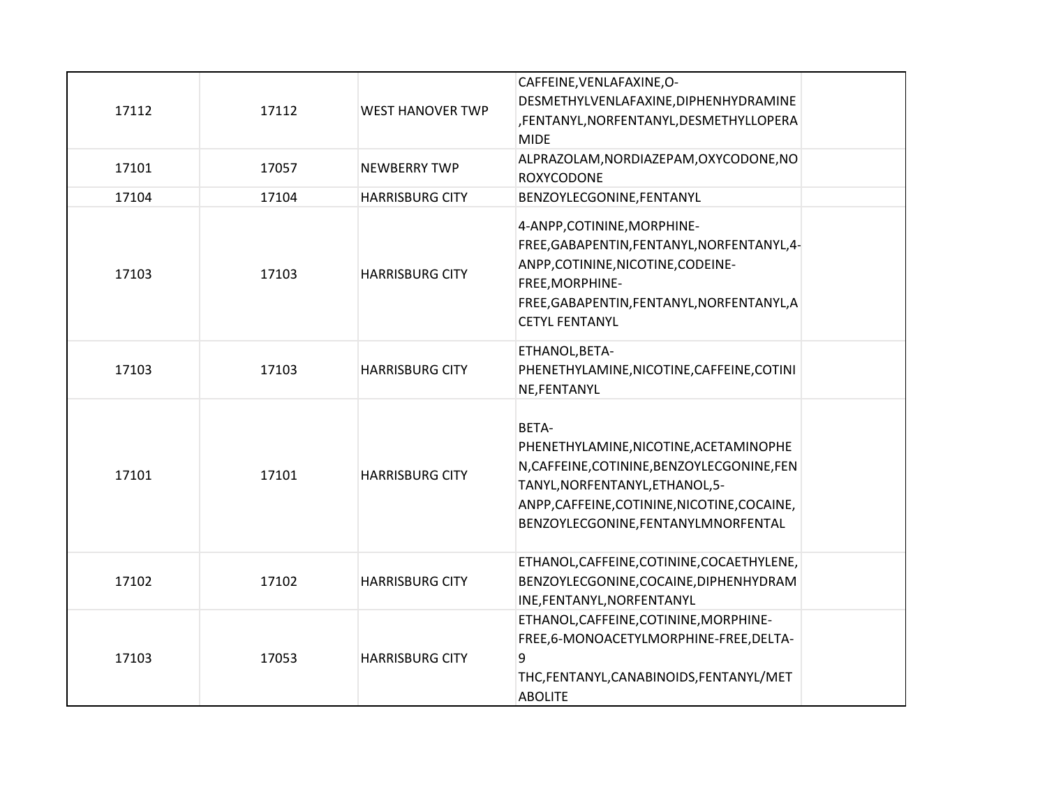| | | | | |
|---|---|---|---|---|
| 17112 | 17112 | WEST HANOVER TWP | CAFFEINE,VENLAFAXINE,O-DESMETHYLVENLAFAXINE,DIPHENHYDRAMINE,FENTANYL,NORFENTANYL,DESMETHYLLOPERAMIDE | |
| 17101 | 17057 | NEWBERRY TWP | ALPRAZOLAM,NORDIAZEPAM,OXYCODONE,NOROXYCODONE | |
| 17104 | 17104 | HARRISBURG CITY | BENZOYLECGONINE,FENTANYL | |
| 17103 | 17103 | HARRISBURG CITY | 4-ANPP,COTININE,MORPHINE-FREE,GABAPENTIN,FENTANYL,NORFENTANYL,4-ANPP,COTININE,NICOTINE,CODEINE-FREE,MORPHINE-FREE,GABAPENTIN,FENTANYL,NORFENTANYL,ACETYL FENTANYL | |
| 17103 | 17103 | HARRISBURG CITY | ETHANOL,BETA-PHENETHYLAMINE,NICOTINE,CAFFEINE,COTININE,FENTANYL | |
| 17101 | 17101 | HARRISBURG CITY | BETA-PHENETHYLAMINE,NICOTINE,ACETAMINOPHEN,CAFFEINE,COTININE,BENZOYLECGONINE,FENTANYL,NORFENTANYL,ETHANOL,5-ANPP,CAFFEINE,COTININE,NICOTINE,COCAINE,BENZOYLECGONINE,FENTANYLMNORFENTAL | |
| 17102 | 17102 | HARRISBURG CITY | ETHANOL,CAFFEINE,COTININE,COCAETHYLENE,BENZOYLECGONINE,COCAINE,DIPHENHYDRAMINE,FENTANYL,NORFENTANYL | |
| 17103 | 17053 | HARRISBURG CITY | ETHANOL,CAFFEINE,COTININE,MORPHINE-FREE,6-MONOACETYLMORPHINE-FREE,DELTA-9 THC,FENTANYL,CANABINOIDS,FENTANYL/METABOLITE | |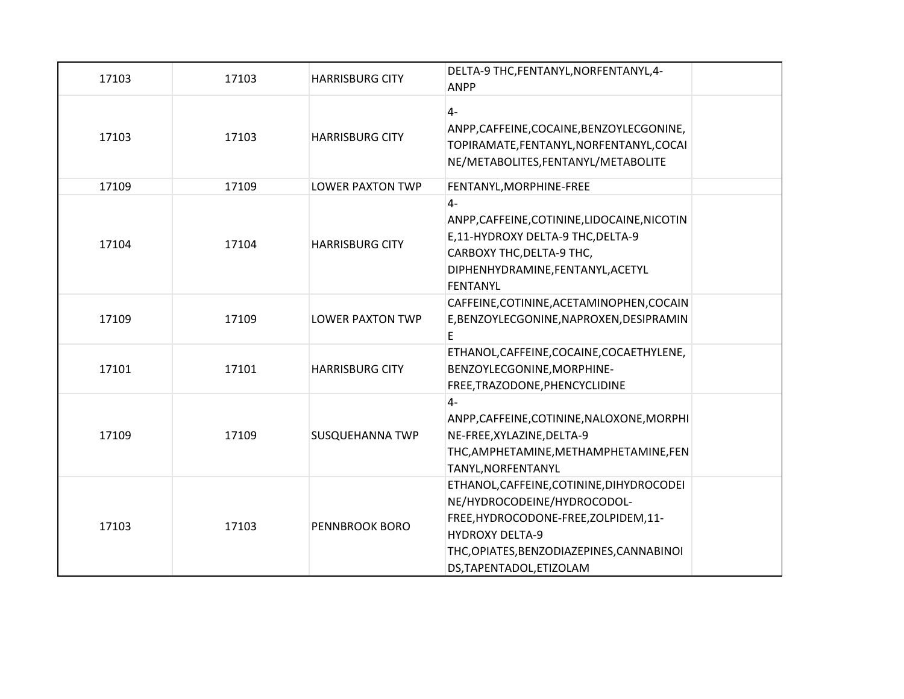| | | | | |
|---|---|---|---|---|
| 17103 | 17103 | HARRISBURG CITY | DELTA-9 THC,FENTANYL,NORFENTANYL,4-ANPP | |
| 17103 | 17103 | HARRISBURG CITY | 4-ANPP,CAFFEINE,COCAINE,BENZOYLECGONINE,TOPIRAMATE,FENTANYL,NORFENTANYL,COCAINE/METABOLITES,FENTANYL/METABOLITE | |
| 17109 | 17109 | LOWER PAXTON TWP | FENTANYL,MORPHINE-FREE | |
| 17104 | 17104 | HARRISBURG CITY | 4-ANPP,CAFFEINE,COTININE,LIDOCAINE,NICOTINE,11-HYDROXY DELTA-9 THC,DELTA-9 CARBOXY THC,DELTA-9 THC, DIPHENHYDRAMINE,FENTANYL,ACETYL FENTANYL | |
| 17109 | 17109 | LOWER PAXTON TWP | CAFFEINE,COTININE,ACETAMINOPHEN,COCAINE,BENZOYLECGONINE,NAPROXEN,DESIPRAMINE | |
| 17101 | 17101 | HARRISBURG CITY | ETHANOL,CAFFEINE,COCAINE,COCAETHYLENE, BENZOYLECGONINE,MORPHINE-FREE,TRAZODONE,PHENCYCLIDINE | |
| 17109 | 17109 | SUSQUEHANNA TWP | 4-ANPP,CAFFEINE,COTININE,NALOXONE,MORPHINE-FREE,XYLAZINE,DELTA-9 THC,AMPHETAMINE,METHAMPHETAMINE,FENTANYL,NORFENTANYL | |
| 17103 | 17103 | PENNBROOK BORO | ETHANOL,CAFFEINE,COTININE,DIHYDROCODEINE/HYDROCODEINE/HYDROCODOL-FREE,HYDROCODONE-FREE,ZOLPIDEM,11-HYDROXY DELTA-9 THC,OPIATES,BENZODIAZEPINES,CANNABINOIDS,TAPENTADOL,ETIZOLAM | |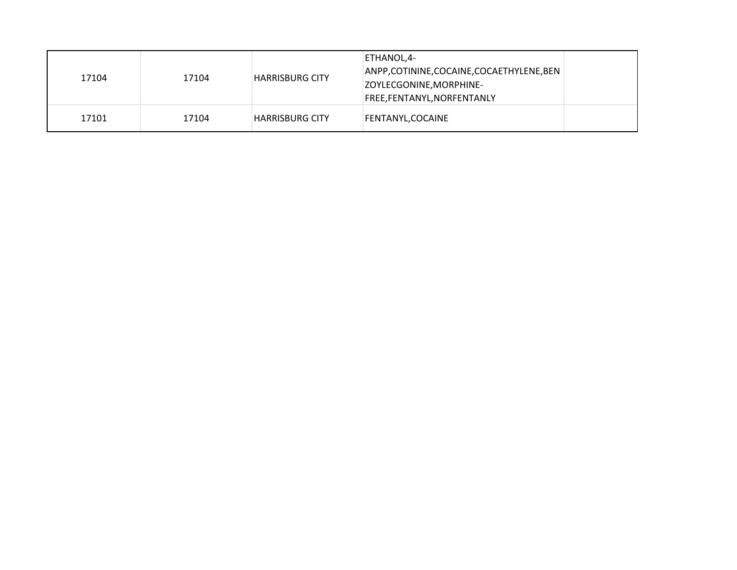| | | | | |
|---|---|---|---|---|
| 17104 | 17104 | HARRISBURG CITY | ETHANOL,4-ANPP,COTININE,COCAINE,COCAETHYLENE,BENZOYLECGONINE,MORPHINE-FREE,FENTANYL,NORFENTANLY | |
| 17101 | 17104 | HARRISBURG CITY | FENTANYL,COCAINE | |